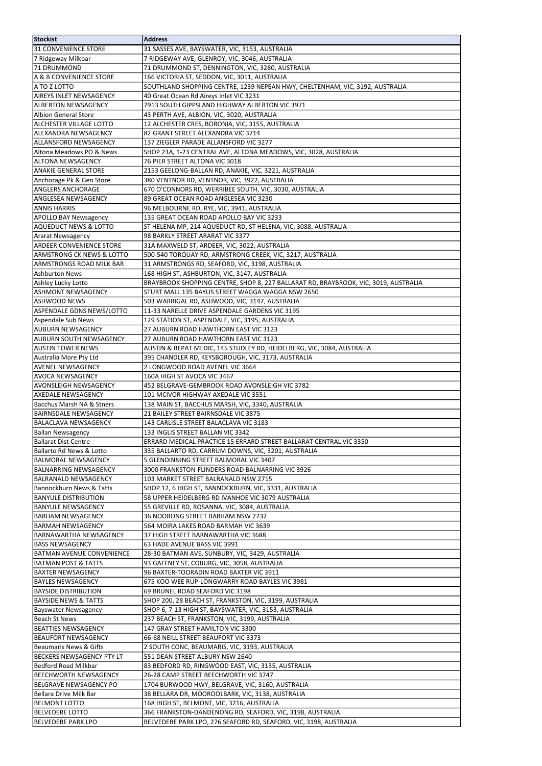| Stockist | Address |
|---|---|
| 31 CONVENIENCE STORE | 31 SASSES AVE, BAYSWATER, VIC, 3153, AUSTRALIA |
| 7 Ridgeway Milkbar | 7 RIDGEWAY AVE, GLENROY, VIC, 3046, AUSTRALIA |
| 71 DRUMMOND | 71 DRUMMOND ST, DENNINGTON, VIC, 3280, AUSTRALIA |
| A & B CONVENIENCE STORE | 166 VICTORIA ST, SEDDON, VIC, 3011, AUSTRALIA |
| A TO Z LOTTO | SOUTHLAND SHOPPING CENTRE, 1239 NEPEAN HWY, CHELTENHAM, VIC, 3192, AUSTRALIA |
| AIREYS INLET NEWSAGENCY | 40 Great Ocean Rd Aireys Inlet VIC 3231 |
| ALBERTON NEWSAGENCY | 7913 SOUTH GIPPSLAND HIGHWAY ALBERTON VIC 3971 |
| Albion General Store | 43 PERTH AVE, ALBION, VIC, 3020, AUSTRALIA |
| ALCHESTER VILLAGE LOTTO | 12 ALCHESTER CRES, BORONIA, VIC, 3155, AUSTRALIA |
| ALEXANDRA NEWSAGENCY | 82 GRANT STREET ALEXANDRA VIC 3714 |
| ALLANSFORD NEWSAGENCY | 137 ZIEGLER PARADE ALLANSFORD VIC 3277 |
| Altona Meadows PO & News | SHOP 23A, 1-23 CENTRAL AVE, ALTONA MEADOWS, VIC, 3028, AUSTRALIA |
| ALTONA NEWSAGENCY | 76 PIER STREET ALTONA VIC 3018 |
| ANAKIE GENERAL STORE | 2153 GEELONG-BALLAN RD, ANAKIE, VIC, 3221, AUSTRALIA |
| Anchorage Pk & Gen Store | 380 VENTNOR RD, VENTNOR, VIC, 3922, AUSTRALIA |
| ANGLERS ANCHORAGE | 670 O'CONNORS RD, WERRIBEE SOUTH, VIC, 3030, AUSTRALIA |
| ANGLESEA NEWSAGENCY | 89 GREAT OCEAN ROAD ANGLESEA VIC 3230 |
| ANNIS HARRIS | 96 MELBOURNE RD, RYE, VIC, 3941, AUSTRALIA |
| APOLLO BAY Newsagency | 135 GREAT OCEAN ROAD APOLLO BAY VIC 3233 |
| AQUEDUCT NEWS & LOTTO | ST HELENA MP, 214 AQUEDUCT RD, ST HELENA, VIC, 3088, AUSTRALIA |
| Ararat Newsagency | 98 BARKLY STREET ARARAT VIC 3377 |
| ARDEER CONVENIENCE STORE | 31A MAXWELD ST, ARDEER, VIC, 3022, AUSTRALIA |
| ARMSTRONG CK NEWS & LOTTO | 500-540 TORQUAY RD, ARMSTRONG CREEK, VIC, 3217, AUSTRALIA |
| ARMSTRONGS ROAD MILK BAR | 31 ARMSTRONGS RD, SEAFORD, VIC, 3198, AUSTRALIA |
| Ashburton News | 168 HIGH ST, ASHBURTON, VIC, 3147, AUSTRALIA |
| Ashley Lucky Lotto | BRAYBROOK SHOPPING CENTRE, SHOP 8, 227 BALLARAT RD, BRAYBROOK, VIC, 3019, AUSTRALIA |
| ASHMONT NEWSAGENCY | STURT MALL 135 BAYLIS STREET WAGGA WAGGA NSW 2650 |
| ASHWOOD NEWS | 503 WARRIGAL RD, ASHWOOD, VIC, 3147, AUSTRALIA |
| ASPENDALE GDNS NEWS/LOTTO | 11-33 NARELLE DRIVE ASPENDALE GARDENS VIC 3195 |
| Aspendale Sub News | 129 STATION ST, ASPENDALE, VIC, 3195, AUSTRALIA |
| AUBURN NEWSAGENCY | 27 AUBURN ROAD HAWTHORN EAST VIC 3123 |
| AUBURN SOUTH NEWSAGENCY | 27 AUBURN ROAD HAWTHORN EAST VIC 3123 |
| AUSTIN TOWER NEWS | AUSTIN & REPAT MEDIC, 145 STUDLEY RD, HEIDELBERG, VIC, 3084, AUSTRALIA |
| Australia More Pty Ltd | 395 CHANDLER RD, KEYSBOROUGH, VIC, 3173, AUSTRALIA |
| AVENEL NEWSAGENCY | 2 LONGWOOD ROAD AVENEL VIC 3664 |
| AVOCA NEWSAGENCY | 160A HIGH ST AVOCA VIC 3467 |
| AVONSLEIGH NEWSAGENCY | 452 BELGRAVE-GEMBROOK ROAD AVONSLEIGH VIC 3782 |
| AXEDALE NEWSAGENCY | 101 MCIVOR HIGHWAY AXEDALE VIC 3551 |
| Bacchus Marsh NA & Stners | 138 MAIN ST, BACCHUS MARSH, VIC, 3340, AUSTRALIA |
| BAIRNSDALE NEWSAGENCY | 21 BAILEY STREET BAIRNSDALE VIC 3875 |
| BALACLAVA NEWSAGENCY | 143 CARLISLE STREET BALACLAVA VIC 3183 |
| Ballan Newsagency | 133 INGLIS STREET BALLAN VIC 3342 |
| Ballarat Dist Centre | ERRARD MEDICAL PRACTICE 15 ERRARD STREET BALLARAT CENTRAL VIC 3350 |
| Ballarto Rd News & Lotto | 335 BALLARTO RD, CARRUM DOWNS, VIC, 3201, AUSTRALIA |
| BALMORAL NEWSAGENCY | 5 GLENDINNING STREET BALMORAL VIC 3407 |
| BALNARRING NEWSAGENCY | 3000 FRANKSTON-FLINDERS ROAD BALNARRING VIC 3926 |
| BALRANALD NEWSAGENCY | 103 MARKET STREET BALRANALD NSW 2715 |
| Bannockburn News & Tatts | SHOP 12, 6 HIGH ST, BANNOCKBURN, VIC, 3331, AUSTRALIA |
| BANYULE DISTRIBUTION | 58 UPPER HEIDELBERG RD IVANHOE VIC 3079 AUSTRALIA |
| BANYULE NEWSAGENCY | 55 GREVILLE RD, ROSANNA, VIC, 3084, AUSTRALIA |
| BARHAM NEWSAGENCY | 36 NOORONG STREET BARHAM NSW 2732 |
| BARMAH NEWSAGENCY | 564 MOIRA LAKES ROAD BARMAH VIC 3639 |
| BARNAWARTHA NEWSAGENCY | 37 HIGH STREET BARNAWARTHA VIC 3688 |
| BASS NEWSAGENCY | 63 HADE AVENUE BASS VIC 3991 |
| BATMAN AVENUE CONVENIENCE | 28-30 BATMAN AVE, SUNBURY, VIC, 3429, AUSTRALIA |
| BATMAN POST & TATTS | 93 GAFFNEY ST, COBURG, VIC, 3058, AUSTRALIA |
| BAXTER NEWSAGENCY | 96 BAXTER-TOORADIN ROAD BAXTER VIC 3911 |
| BAYLES NEWSAGENCY | 675 KOO WEE RUP-LONGWARRY ROAD BAYLES VIC 3981 |
| BAYSIDE DISTRIBUTION | 69 BRUNEL ROAD SEAFORD VIC 3198 |
| BAYSIDE NEWS & TATTS | SHOP 200, 28 BEACH ST, FRANKSTON, VIC, 3199, AUSTRALIA |
| Bayswater Newsagency | SHOP 6, 7-13 HIGH ST, BAYSWATER, VIC, 3153, AUSTRALIA |
| Beach St News | 237 BEACH ST, FRANKSTON, VIC, 3199, AUSTRALIA |
| BEATTIES NEWSAGENCY | 147 GRAY STREET HAMILTON VIC 3300 |
| BEAUFORT NEWSAGENCY | 66-68 NEILL STREET BEAUFORT VIC 3373 |
| Beaumaris News & Gifts | 2 SOUTH CONC, BEAUMARIS, VIC, 3193, AUSTRALIA |
| BECKERS NEWSAGENCY PTY LT | 551 DEAN STREET ALBURY NSW 2640 |
| Bedford Road Milkbar | 83 BEDFORD RD, RINGWOOD EAST, VIC, 3135, AUSTRALIA |
| BEECHWORTH NEWSAGENCY | 26-28 CAMP STREET BEECHWORTH VIC 3747 |
| BELGRAVE NEWSAGENCY PO | 1704 BURWOOD HWY, BELGRAVE, VIC, 3160, AUSTRALIA |
| Bellara Drive Milk Bar | 38 BELLARA DR, MOOROOLBARK, VIC, 3138, AUSTRALIA |
| BELMONT LOTTO | 168 HIGH ST, BELMONT, VIC, 3216, AUSTRALIA |
| BELVEDERE LOTTO | 366 FRANKSTON-DANDENONG RD, SEAFORD, VIC, 3198, AUSTRALIA |
| BELVEDERE PARK LPO | BELVEDERE PARK LPO, 276 SEAFORD RD, SEAFORD, VIC, 3198, AUSTRALIA |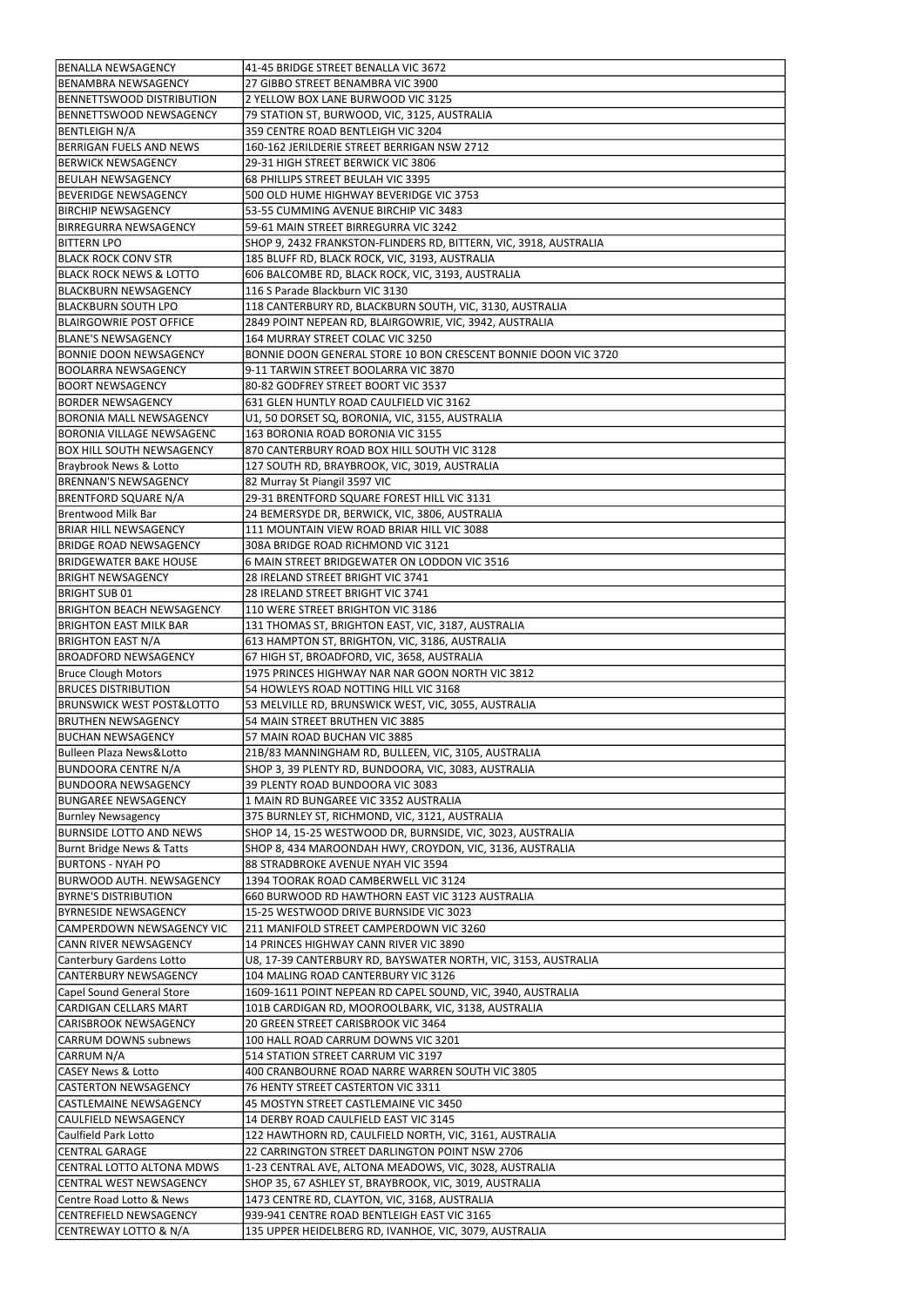| BENALLA NEWSAGENCY | 41-45 BRIDGE STREET BENALLA VIC 3672 |
|---|---|
| BENAMBRA NEWSAGENCY | 27 GIBBO STREET BENAMBRA VIC 3900 |
| BENNETTSWOOD DISTRIBUTION | 2 YELLOW BOX LANE BURWOOD VIC 3125 |
| BENNETTSWOOD NEWSAGENCY | 79 STATION ST, BURWOOD, VIC, 3125, AUSTRALIA |
| BENTLEIGH N/A | 359 CENTRE ROAD BENTLEIGH VIC 3204 |
| BERRIGAN FUELS AND NEWS | 160-162 JERILDERIE STREET BERRIGAN NSW 2712 |
| BERWICK NEWSAGENCY | 29-31 HIGH STREET BERWICK VIC 3806 |
| BEULAH NEWSAGENCY | 68 PHILLIPS STREET BEULAH VIC 3395 |
| BEVERIDGE NEWSAGENCY | 500 OLD HUME HIGHWAY BEVERIDGE VIC 3753 |
| BIRCHIP NEWSAGENCY | 53-55 CUMMING AVENUE BIRCHIP VIC 3483 |
| BIRREGURRA NEWSAGENCY | 59-61 MAIN STREET BIRREGURRA VIC 3242 |
| BITTERN LPO | SHOP 9, 2432 FRANKSTON-FLINDERS RD, BITTERN, VIC, 3918, AUSTRALIA |
| BLACK ROCK CONV STR | 185 BLUFF RD, BLACK ROCK, VIC, 3193, AUSTRALIA |
| BLACK ROCK NEWS & LOTTO | 606 BALCOMBE RD, BLACK ROCK, VIC, 3193, AUSTRALIA |
| BLACKBURN NEWSAGENCY | 116 S Parade Blackburn VIC 3130 |
| BLACKBURN SOUTH LPO | 118 CANTERBURY RD, BLACKBURN SOUTH, VIC, 3130, AUSTRALIA |
| BLAIRGOWRIE POST OFFICE | 2849 POINT NEPEAN RD, BLAIRGOWRIE, VIC, 3942, AUSTRALIA |
| BLANE'S NEWSAGENCY | 164 MURRAY STREET COLAC VIC 3250 |
| BONNIE DOON NEWSAGENCY | BONNIE DOON GENERAL STORE 10 BON CRESCENT BONNIE DOON VIC 3720 |
| BOOLARRA NEWSAGENCY | 9-11 TARWIN STREET BOOLARRA VIC 3870 |
| BOORT NEWSAGENCY | 80-82 GODFREY STREET BOORT VIC 3537 |
| BORDER NEWSAGENCY | 631 GLEN HUNTLY ROAD CAULFIELD VIC 3162 |
| BORONIA MALL NEWSAGENCY | U1, 50 DORSET SQ, BORONIA, VIC, 3155, AUSTRALIA |
| BORONIA VILLAGE NEWSAGENC | 163 BORONIA ROAD BORONIA VIC 3155 |
| BOX HILL SOUTH NEWSAGENCY | 870 CANTERBURY ROAD BOX HILL SOUTH VIC 3128 |
| Braybrook News & Lotto | 127 SOUTH RD, BRAYBROOK, VIC, 3019, AUSTRALIA |
| BRENNAN'S NEWSAGENCY | 82 Murray St Piangil 3597 VIC |
| BRENTFORD SQUARE N/A | 29-31 BRENTFORD SQUARE FOREST HILL VIC 3131 |
| Brentwood Milk Bar | 24 BEMERSYDE DR, BERWICK, VIC, 3806, AUSTRALIA |
| BRIAR HILL NEWSAGENCY | 111 MOUNTAIN VIEW ROAD BRIAR HILL VIC 3088 |
| BRIDGE ROAD NEWSAGENCY | 308A BRIDGE ROAD RICHMOND VIC 3121 |
| BRIDGEWATER BAKE HOUSE | 6 MAIN STREET BRIDGEWATER ON LODDON VIC 3516 |
| BRIGHT NEWSAGENCY | 28 IRELAND STREET BRIGHT VIC 3741 |
| BRIGHT SUB 01 | 28 IRELAND STREET BRIGHT VIC 3741 |
| BRIGHTON BEACH NEWSAGENCY | 110 WERE STREET BRIGHTON VIC 3186 |
| BRIGHTON EAST MILK BAR | 131 THOMAS ST, BRIGHTON EAST, VIC, 3187, AUSTRALIA |
| BRIGHTON EAST N/A | 613 HAMPTON ST, BRIGHTON, VIC, 3186, AUSTRALIA |
| BROADFORD NEWSAGENCY | 67 HIGH ST, BROADFORD, VIC, 3658, AUSTRALIA |
| Bruce Clough Motors | 1975 PRINCES HIGHWAY NAR NAR GOON NORTH VIC 3812 |
| BRUCES DISTRIBUTION | 54 HOWLEYS ROAD NOTTING HILL VIC 3168 |
| BRUNSWICK WEST POST&LOTTO | 53 MELVILLE RD, BRUNSWICK WEST, VIC, 3055, AUSTRALIA |
| BRUTHEN NEWSAGENCY | 54 MAIN STREET BRUTHEN VIC 3885 |
| BUCHAN NEWSAGENCY | 57 MAIN ROAD BUCHAN VIC 3885 |
| Bulleen Plaza News&Lotto | 21B/83 MANNINGHAM RD, BULLEEN, VIC, 3105, AUSTRALIA |
| BUNDOORA CENTRE N/A | SHOP 3, 39 PLENTY RD, BUNDOORA, VIC, 3083, AUSTRALIA |
| BUNDOORA NEWSAGENCY | 39 PLENTY ROAD BUNDOORA VIC 3083 |
| BUNGAREE NEWSAGENCY | 1 MAIN RD BUNGAREE VIC 3352 AUSTRALIA |
| Burnley Newsagency | 375 BURNLEY ST, RICHMOND, VIC, 3121, AUSTRALIA |
| BURNSIDE LOTTO AND NEWS | SHOP 14, 15-25 WESTWOOD DR, BURNSIDE, VIC, 3023, AUSTRALIA |
| Burnt Bridge News & Tatts | SHOP 8, 434 MAROONDAH HWY, CROYDON, VIC, 3136, AUSTRALIA |
| BURTONS - NYAH PO | 88 STRADBROKE AVENUE NYAH VIC 3594 |
| BURWOOD AUTH. NEWSAGENCY | 1394 TOORAK ROAD CAMBERWELL VIC 3124 |
| BYRNE'S DISTRIBUTION | 660 BURWOOD RD HAWTHORN EAST VIC 3123 AUSTRALIA |
| BYRNESIDE NEWSAGENCY | 15-25 WESTWOOD DRIVE BURNSIDE VIC 3023 |
| CAMPERDOWN NEWSAGENCY VIC | 211 MANIFOLD STREET CAMPERDOWN VIC 3260 |
| CANN RIVER NEWSAGENCY | 14 PRINCES HIGHWAY CANN RIVER VIC 3890 |
| Canterbury Gardens Lotto | U8, 17-39 CANTERBURY RD, BAYSWATER NORTH, VIC, 3153, AUSTRALIA |
| CANTERBURY NEWSAGENCY | 104 MALING ROAD CANTERBURY VIC 3126 |
| Capel Sound General Store | 1609-1611 POINT NEPEAN RD CAPEL SOUND, VIC, 3940, AUSTRALIA |
| CARDIGAN CELLARS MART | 101B CARDIGAN RD, MOOROOLBARK, VIC, 3138, AUSTRALIA |
| CARISBROOK NEWSAGENCY | 20 GREEN STREET CARISBROOK VIC 3464 |
| CARRUM DOWNS subnews | 100 HALL ROAD CARRUM DOWNS VIC 3201 |
| CARRUM N/A | 514 STATION STREET CARRUM VIC 3197 |
| CASEY News & Lotto | 400 CRANBOURNE ROAD NARRE WARREN SOUTH VIC 3805 |
| CASTERTON NEWSAGENCY | 76 HENTY STREET CASTERTON VIC 3311 |
| CASTLEMAINE NEWSAGENCY | 45 MOSTYN STREET CASTLEMAINE VIC 3450 |
| CAULFIELD NEWSAGENCY | 14 DERBY ROAD CAULFIELD EAST VIC 3145 |
| Caulfield Park Lotto | 122 HAWTHORN RD, CAULFIELD NORTH, VIC, 3161, AUSTRALIA |
| CENTRAL GARAGE | 22 CARRINGTON STREET DARLINGTON POINT NSW 2706 |
| CENTRAL LOTTO ALTONA MDWS | 1-23 CENTRAL AVE, ALTONA MEADOWS, VIC, 3028, AUSTRALIA |
| CENTRAL WEST NEWSAGENCY | SHOP 35, 67 ASHLEY ST, BRAYBROOK, VIC, 3019, AUSTRALIA |
| Centre Road Lotto & News | 1473 CENTRE RD, CLAYTON, VIC, 3168, AUSTRALIA |
| CENTREFIELD NEWSAGENCY | 939-941 CENTRE ROAD BENTLEIGH EAST VIC 3165 |
| CENTREWAY LOTTO & N/A | 135 UPPER HEIDELBERG RD, IVANHOE, VIC, 3079, AUSTRALIA |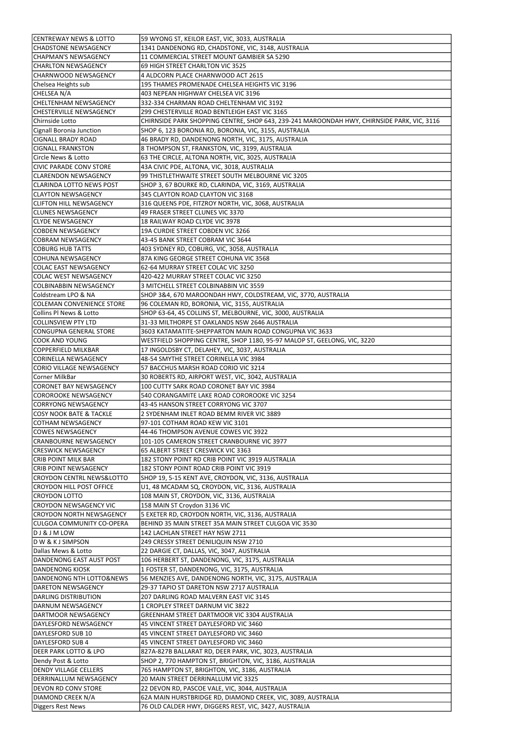| CENTREWAY NEWS & LOTTO | 59 WYONG ST, KEILOR EAST, VIC, 3033, AUSTRALIA |
|---|---|
| CHADSTONE NEWSAGENCY | 1341 DANDENONG RD, CHADSTONE, VIC, 3148, AUSTRALIA |
| CHAPMAN'S NEWSAGENCY | 11 COMMERCIAL STREET MOUNT GAMBIER SA 5290 |
| CHARLTON NEWSAGENCY | 69 HIGH STREET CHARLTON VIC 3525 |
| CHARNWOOD NEWSAGENCY | 4 ALDCORN PLACE CHARNWOOD ACT 2615 |
| Chelsea Heights sub | 195 THAMES PROMENADE CHELSEA HEIGHTS VIC 3196 |
| CHELSEA N/A | 403 NEPEAN HIGHWAY CHELSEA VIC 3196 |
| CHELTENHAM NEWSAGENCY | 332-334 CHARMAN ROAD CHELTENHAM VIC 3192 |
| CHESTERVILLE NEWSAGENCY | 299 CHESTERVILLE ROAD BENTLEIGH EAST VIC 3165 |
| Chirnside Lotto | CHIRNSIDE PARK SHOPPING CENTRE, SHOP 643, 239-241 MAROONDAH HWY, CHIRNSIDE PARK, VIC, 3116 |
| Cignall Boronia Junction | SHOP 6, 123 BORONIA RD, BORONIA, VIC, 3155, AUSTRALIA |
| CIGNALL BRADY ROAD | 46 BRADY RD, DANDENONG NORTH, VIC, 3175, AUSTRALIA |
| CIGNALL FRANKSTON | 8 THOMPSON ST, FRANKSTON, VIC, 3199, AUSTRALIA |
| Circle News & Lotto | 63 THE CIRCLE, ALTONA NORTH, VIC, 3025, AUSTRALIA |
| CIVIC PARADE CONV STORE | 43A CIVIC PDE, ALTONA, VIC, 3018, AUSTRALIA |
| CLARENDON NEWSAGENCY | 99 THISTLETHWAITE STREET SOUTH MELBOURNE VIC 3205 |
| CLARINDA LOTTO NEWS POST | SHOP 3, 67 BOURKE RD, CLARINDA, VIC, 3169, AUSTRALIA |
| CLAYTON NEWSAGENCY | 345 CLAYTON ROAD CLAYTON VIC 3168 |
| CLIFTON HILL NEWSAGENCY | 316 QUEENS PDE, FITZROY NORTH, VIC, 3068, AUSTRALIA |
| CLUNES NEWSAGENCY | 49 FRASER STREET CLUNES VIC 3370 |
| CLYDE NEWSAGENCY | 18 RAILWAY ROAD CLYDE VIC 3978 |
| COBDEN NEWSAGENCY | 19A CURDIE STREET COBDEN VIC 3266 |
| COBRAM NEWSAGENCY | 43-45 BANK STREET COBRAM VIC 3644 |
| COBURG HUB TATTS | 403 SYDNEY RD, COBURG, VIC, 3058, AUSTRALIA |
| COHUNA NEWSAGENCY | 87A KING GEORGE STREET COHUNA VIC 3568 |
| COLAC EAST NEWSAGENCY | 62-64 MURRAY STREET COLAC VIC 3250 |
| COLAC WEST NEWSAGENCY | 420-422 MURRAY STREET COLAC VIC 3250 |
| COLBINABBIN NEWSAGENCY | 3 MITCHELL STREET COLBINABBIN VIC 3559 |
| Coldstream LPO & NA | SHOP 3&4, 670 MAROONDAH HWY, COLDSTREAM, VIC, 3770, AUSTRALIA |
| COLEMAN CONVENIENCE STORE | 96 COLEMAN RD, BORONIA, VIC, 3155, AUSTRALIA |
| Collins Pl News & Lotto | SHOP 63-64, 45 COLLINS ST, MELBOURNE, VIC, 3000, AUSTRALIA |
| COLLINSVIEW PTY LTD | 31-33 MILTHORPE ST OAKLANDS NSW 2646 AUSTRALIA |
| CONGUPNA GENERAL STORE | 3603 KATAMATITE-SHEPPARTON MAIN ROAD CONGUPNA VIC 3633 |
| COOK AND YOUNG | WESTFIELD SHOPPING CENTRE, SHOP 1180, 95-97 MALOP ST, GEELONG, VIC, 3220 |
| COPPERFIELD MILKBAR | 17 INGOLDSBY CT, DELAHEY, VIC, 3037, AUSTRALIA |
| CORINELLA NEWSAGENCY | 48-54 SMYTHE STREET CORINELLA VIC 3984 |
| CORIO VILLAGE NEWSAGENCY | 57 BACCHUS MARSH ROAD CORIO VIC 3214 |
| Corner MilkBar | 30 ROBERTS RD, AIRPORT WEST, VIC, 3042, AUSTRALIA |
| CORONET BAY NEWSAGENCY | 100 CUTTY SARK ROAD CORONET BAY VIC 3984 |
| CORORROOKE NEWSAGENCY | 540 CORANGAMITE LAKE ROAD CORORROOKE VIC 3254 |
| CORRYONG NEWSAGENCY | 43-45 HANSON STREET CORRYONG VIC 3707 |
| COSY NOOK BATE & TACKLE | 2 SYDENHAM INLET ROAD BEMM RIVER VIC 3889 |
| COTHAM NEWSAGENCY | 97-101 COTHAM ROAD KEW VIC 3101 |
| COWES NEWSAGENCY | 44-46 THOMPSON AVENUE COWES VIC 3922 |
| CRANBOURNE NEWSAGENCY | 101-105 CAMERON STREET CRANBOURNE VIC 3977 |
| CRESWICK NEWSAGENCY | 65 ALBERT STREET CRESWICK VIC 3363 |
| CRIB POINT MILK BAR | 182 STONY POINT RD CRIB POINT VIC 3919 AUSTRALIA |
| CRIB POINT NEWSAGENCY | 182 STONY POINT ROAD CRIB POINT VIC 3919 |
| CROYDON CENTRL NEWS&LOTTO | SHOP 19, 5-15 KENT AVE, CROYDON, VIC, 3136, AUSTRALIA |
| CROYDON HILL POST OFFICE | U1, 48 MCADAM SQ, CROYDON, VIC, 3136, AUSTRALIA |
| CROYDON LOTTO | 108 MAIN ST, CROYDON, VIC, 3136, AUSTRALIA |
| CROYDON NEWSAGENCY VIC | 158 MAIN ST Croydon 3136 VIC |
| CROYDON NORTH NEWSAGENCY | 5 EXETER RD, CROYDON NORTH, VIC, 3136, AUSTRALIA |
| CULGOA COMMUNITY CO-OPERA | BEHIND 35 MAIN STREET 35A MAIN STREET CULGOA VIC 3530 |
| D J & J M LOW | 142 LACHLAN STREET HAY NSW 2711 |
| D W & K J SIMPSON | 249 CRESSY STREET DENILIQUIN NSW 2710 |
| Dallas Mews & Lotto | 22 DARGIE CT, DALLAS, VIC, 3047, AUSTRALIA |
| DANDENONG EAST AUST POST | 106 HERBERT ST, DANDENONG, VIC, 3175, AUSTRALIA |
| DANDENONG KIOSK | 1 FOSTER ST, DANDENONG, VIC, 3175, AUSTRALIA |
| DANDENONG NTH LOTTO&NEWS | 56 MENZIES AVE, DANDENONG NORTH, VIC, 3175, AUSTRALIA |
| DARETON NEWSAGENCY | 29-37 TAPIO ST DARETON NSW 2717 AUSTRALIA |
| DARLING DISTRIBUTION | 207 DARLING ROAD MALVERN EAST VIC 3145 |
| DARNUM NEWSAGENCY | 1 CROPLEY STREET DARNUM VIC 3822 |
| DARTMOOR NEWSAGENCY | GREENHAM STREET DARTMOOR VIC 3304 AUSTRALIA |
| DAYLESFORD NEWSAGENCY | 45 VINCENT STREET DAYLESFORD VIC 3460 |
| DAYLESFORD SUB 10 | 45 VINCENT STREET DAYLESFORD VIC 3460 |
| DAYLESFORD SUB 4 | 45 VINCENT STREET DAYLESFORD VIC 3460 |
| DEER PARK LOTTO & LPO | 827A-827B BALLARAT RD, DEER PARK, VIC, 3023, AUSTRALIA |
| Dendy Post & Lotto | SHOP 2, 770 HAMPTON ST, BRIGHTON, VIC, 3186, AUSTRALIA |
| DENDY VILLAGE CELLERS | 765 HAMPTON ST, BRIGHTON, VIC, 3186, AUSTRALIA |
| DERRINALLUM NEWSAGENCY | 20 MAIN STREET DERRINALLUM VIC 3325 |
| DEVON RD CONV STORE | 22 DEVON RD, PASCOE VALE, VIC, 3044, AUSTRALIA |
| DIAMOND CREEK N/A | 62A MAIN HURSTBRIDGE RD, DIAMOND CREEK, VIC, 3089, AUSTRALIA |
| Diggers Rest News | 76 OLD CALDER HWY, DIGGERS REST, VIC, 3427, AUSTRALIA |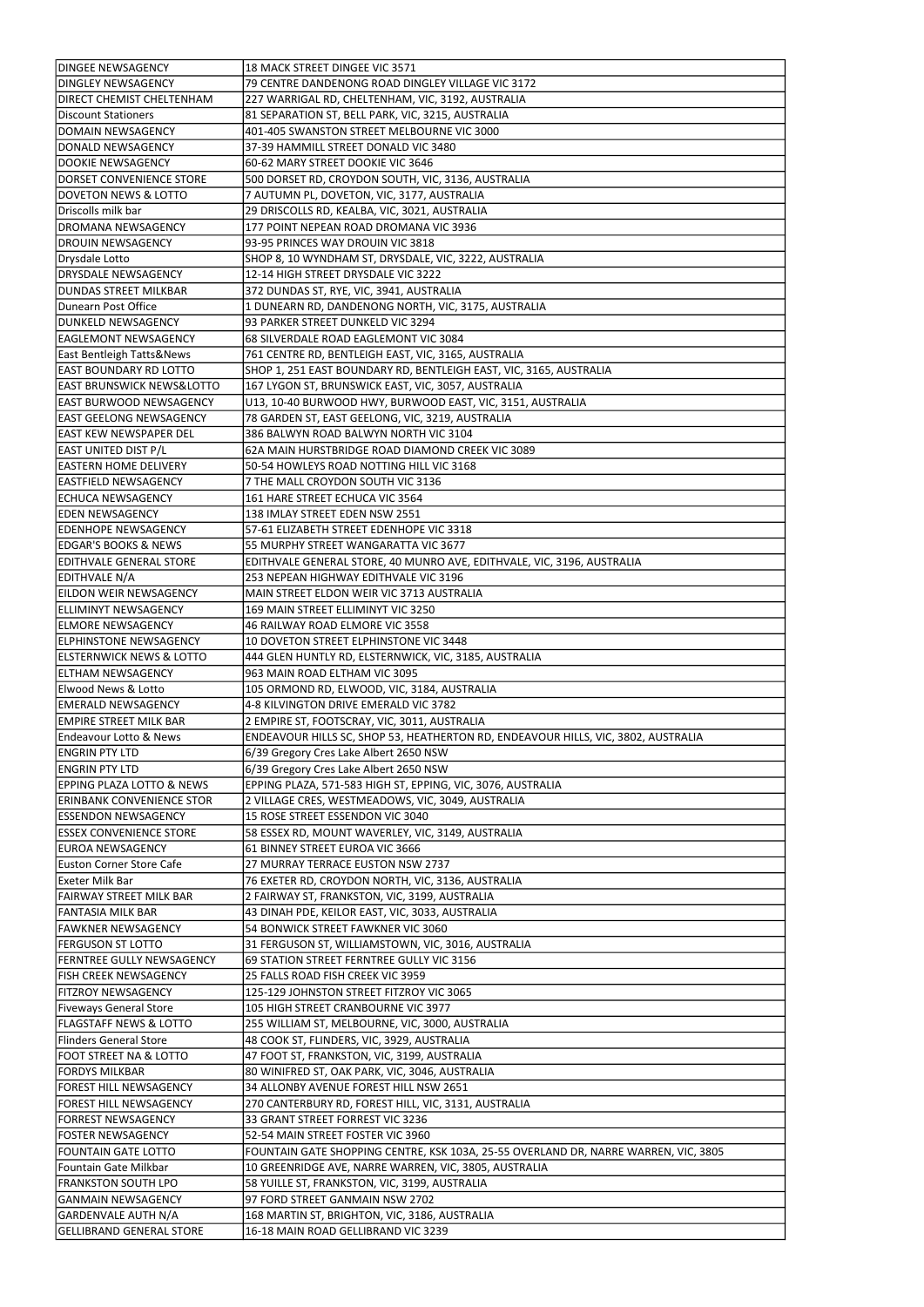| DINGEE NEWSAGENCY | 18 MACK STREET DINGEE VIC 3571 |
|---|---|
| DINGLEY NEWSAGENCY | 79 CENTRE DANDENONG ROAD DINGLEY VILLAGE VIC 3172 |
| DIRECT CHEMIST CHELTENHAM | 227 WARRIGAL RD, CHELTENHAM, VIC, 3192, AUSTRALIA |
| Discount Stationers | 81 SEPARATION ST, BELL PARK, VIC, 3215, AUSTRALIA |
| DOMAIN NEWSAGENCY | 401-405 SWANSTON STREET MELBOURNE VIC 3000 |
| DONALD NEWSAGENCY | 37-39 HAMMILL STREET DONALD VIC 3480 |
| DOOKIE NEWSAGENCY | 60-62 MARY STREET DOOKIE VIC 3646 |
| DORSET CONVENIENCE STORE | 500 DORSET RD, CROYDON SOUTH, VIC, 3136, AUSTRALIA |
| DOVETON NEWS & LOTTO | 7 AUTUMN PL, DOVETON, VIC, 3177, AUSTRALIA |
| Driscolls milk bar | 29 DRISCOLLS RD, KEALBA, VIC, 3021, AUSTRALIA |
| DROMANA NEWSAGENCY | 177 POINT NEPEAN ROAD DROMANA VIC 3936 |
| DROUIN NEWSAGENCY | 93-95 PRINCES WAY DROUIN VIC 3818 |
| Drysdale Lotto | SHOP 8, 10 WYNDHAM ST, DRYSDALE, VIC, 3222, AUSTRALIA |
| DRYSDALE NEWSAGENCY | 12-14 HIGH STREET DRYSDALE VIC 3222 |
| DUNDAS STREET MILKBAR | 372 DUNDAS ST, RYE, VIC, 3941, AUSTRALIA |
| Dunearn Post Office | 1 DUNEARN RD, DANDENONG NORTH, VIC, 3175, AUSTRALIA |
| DUNKELD NEWSAGENCY | 93 PARKER STREET DUNKELD VIC 3294 |
| EAGLEMONT NEWSAGENCY | 68 SILVERDALE ROAD EAGLEMONT VIC 3084 |
| East Bentleigh Tatts&News | 761 CENTRE RD, BENTLEIGH EAST, VIC, 3165, AUSTRALIA |
| EAST BOUNDARY RD LOTTO | SHOP 1, 251 EAST BOUNDARY RD, BENTLEIGH EAST, VIC, 3165, AUSTRALIA |
| EAST BRUNSWICK NEWS&LOTTO | 167 LYGON ST, BRUNSWICK EAST, VIC, 3057, AUSTRALIA |
| EAST BURWOOD NEWSAGENCY | U13, 10-40 BURWOOD HWY, BURWOOD EAST, VIC, 3151, AUSTRALIA |
| EAST GEELONG NEWSAGENCY | 78 GARDEN ST, EAST GEELONG, VIC, 3219, AUSTRALIA |
| EAST KEW NEWSPAPER DEL | 386 BALWYN ROAD BALWYN NORTH VIC 3104 |
| EAST UNITED DIST P/L | 62A MAIN HURSTBRIDGE ROAD DIAMOND CREEK VIC 3089 |
| EASTERN HOME DELIVERY | 50-54 HOWLEYS ROAD NOTTING HILL VIC 3168 |
| EASTFIELD NEWSAGENCY | 7 THE MALL CROYDON SOUTH VIC 3136 |
| ECHUCA NEWSAGENCY | 161 HARE STREET ECHUCA VIC 3564 |
| EDEN NEWSAGENCY | 138 IMLAY STREET EDEN NSW 2551 |
| EDENHOPE NEWSAGENCY | 57-61 ELIZABETH STREET EDENHOPE VIC 3318 |
| EDGAR'S BOOKS & NEWS | 55 MURPHY STREET WANGARATTA VIC 3677 |
| EDITHVALE GENERAL STORE | EDITHVALE GENERAL STORE, 40 MUNRO AVE, EDITHVALE, VIC, 3196, AUSTRALIA |
| EDITHVALE N/A | 253 NEPEAN HIGHWAY EDITHVALE VIC 3196 |
| EILDON WEIR NEWSAGENCY | MAIN STREET ELDON WEIR VIC 3713 AUSTRALIA |
| ELLIMINYT NEWSAGENCY | 169 MAIN STREET ELLIMINYT VIC 3250 |
| ELMORE NEWSAGENCY | 46 RAILWAY ROAD ELMORE VIC 3558 |
| ELPHINSTONE NEWSAGENCY | 10 DOVETON STREET ELPHINSTONE VIC 3448 |
| ELSTERNWICK NEWS & LOTTO | 444 GLEN HUNTLY RD, ELSTERNWICK, VIC, 3185, AUSTRALIA |
| ELTHAM NEWSAGENCY | 963 MAIN ROAD ELTHAM VIC 3095 |
| Elwood News & Lotto | 105 ORMOND RD, ELWOOD, VIC, 3184, AUSTRALIA |
| EMERALD NEWSAGENCY | 4-8 KILVINGTON DRIVE EMERALD VIC 3782 |
| EMPIRE STREET MILK BAR | 2 EMPIRE ST, FOOTSCRAY, VIC, 3011, AUSTRALIA |
| Endeavour Lotto & News | ENDEAVOUR HILLS SC, SHOP 53, HEATHERTON RD, ENDEAVOUR HILLS, VIC, 3802, AUSTRALIA |
| ENGRIN PTY LTD | 6/39 Gregory Cres Lake Albert 2650 NSW |
| ENGRIN PTY LTD | 6/39 Gregory Cres Lake Albert 2650 NSW |
| EPPING PLAZA LOTTO & NEWS | EPPING PLAZA, 571-583 HIGH ST, EPPING, VIC, 3076, AUSTRALIA |
| ERINBANK CONVENIENCE STOR | 2 VILLAGE CRES, WESTMEADOWS, VIC, 3049, AUSTRALIA |
| ESSENDON NEWSAGENCY | 15 ROSE STREET ESSENDON VIC 3040 |
| ESSEX CONVENIENCE STORE | 58 ESSEX RD, MOUNT WAVERLEY, VIC, 3149, AUSTRALIA |
| EUROA NEWSAGENCY | 61 BINNEY STREET EUROA VIC 3666 |
| Euston Corner Store Cafe | 27 MURRAY TERRACE EUSTON NSW 2737 |
| Exeter Milk Bar | 76 EXETER RD, CROYDON NORTH, VIC, 3136, AUSTRALIA |
| FAIRWAY STREET MILK BAR | 2 FAIRWAY ST, FRANKSTON, VIC, 3199, AUSTRALIA |
| FANTASIA MILK BAR | 43 DINAH PDE, KEILOR EAST, VIC, 3033, AUSTRALIA |
| FAWKNER NEWSAGENCY | 54 BONWICK STREET FAWKNER VIC 3060 |
| FERGUSON ST LOTTO | 31 FERGUSON ST, WILLIAMSTOWN, VIC, 3016, AUSTRALIA |
| FERNTREE GULLY NEWSAGENCY | 69 STATION STREET FERNTREE GULLY VIC 3156 |
| FISH CREEK NEWSAGENCY | 25 FALLS ROAD FISH CREEK VIC 3959 |
| FITZROY NEWSAGENCY | 125-129 JOHNSTON STREET FITZROY VIC 3065 |
| Fiveways General Store | 105 HIGH STREET CRANBOURNE VIC 3977 |
| FLAGSTAFF NEWS & LOTTO | 255 WILLIAM ST, MELBOURNE, VIC, 3000, AUSTRALIA |
| Flinders General Store | 48 COOK ST, FLINDERS, VIC, 3929, AUSTRALIA |
| FOOT STREET NA & LOTTO | 47 FOOT ST, FRANKSTON, VIC, 3199, AUSTRALIA |
| FORDYS MILKBAR | 80 WINIFRED ST, OAK PARK, VIC, 3046, AUSTRALIA |
| FOREST HILL NEWSAGENCY | 34 ALLONBY AVENUE FOREST HILL NSW 2651 |
| FOREST HILL NEWSAGENCY | 270 CANTERBURY RD, FOREST HILL, VIC, 3131, AUSTRALIA |
| FORREST NEWSAGENCY | 33 GRANT STREET FORREST VIC 3236 |
| FOSTER NEWSAGENCY | 52-54 MAIN STREET FOSTER VIC 3960 |
| FOUNTAIN GATE LOTTO | FOUNTAIN GATE SHOPPING CENTRE, KSK 103A, 25-55 OVERLAND DR, NARRE WARREN, VIC, 3805 |
| Fountain Gate Milkbar | 10 GREENRIDGE AVE, NARRE WARREN, VIC, 3805, AUSTRALIA |
| FRANKSTON SOUTH LPO | 58 YUILLE ST, FRANKSTON, VIC, 3199, AUSTRALIA |
| GANMAIN NEWSAGENCY | 97 FORD STREET GANMAIN NSW 2702 |
| GARDENVALE AUTH N/A | 168 MARTIN ST, BRIGHTON, VIC, 3186, AUSTRALIA |
| GELLIBRAND GENERAL STORE | 16-18 MAIN ROAD GELLIBRAND VIC 3239 |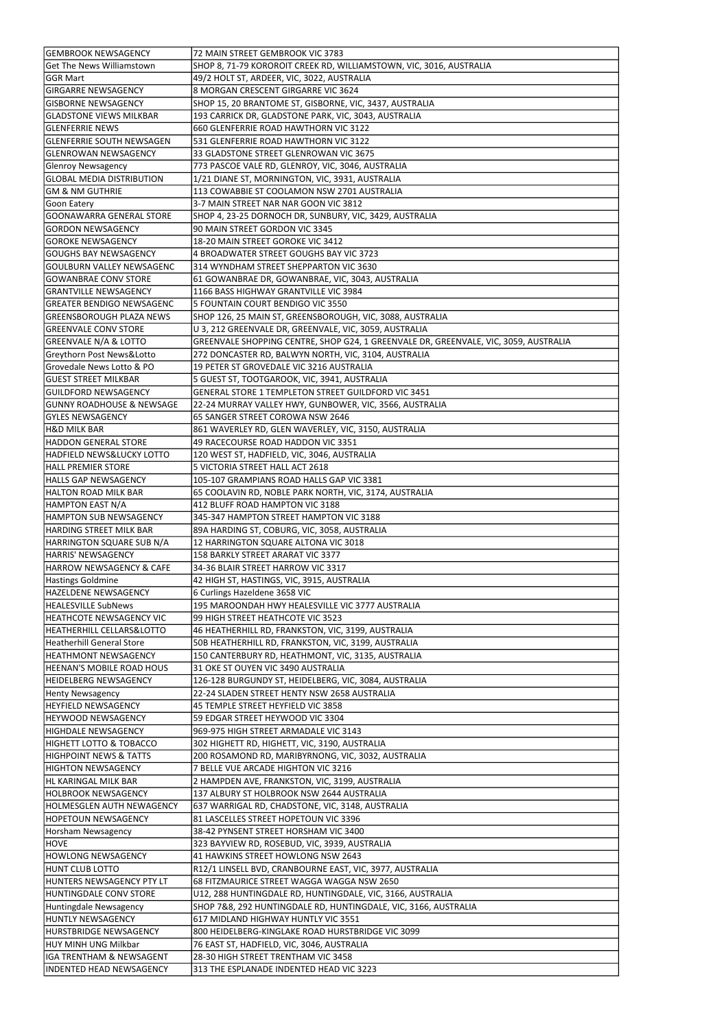| GEMBROOK NEWSAGENCY | 72 MAIN STREET GEMBROOK VIC 3783 |
|---|---|
| Get The News Williamstown | SHOP 8, 71-79 KOROROIT CREEK RD, WILLIAMSTOWN, VIC, 3016, AUSTRALIA |
| GGR Mart | 49/2 HOLT ST, ARDEER, VIC, 3022, AUSTRALIA |
| GIRGARRE NEWSAGENCY | 8 MORGAN CRESCENT GIRGARRE VIC 3624 |
| GISBORNE NEWSAGENCY | SHOP 15, 20 BRANTOME ST, GISBORNE, VIC, 3437, AUSTRALIA |
| GLADSTONE VIEWS MILKBAR | 193 CARRICK DR, GLADSTONE PARK, VIC, 3043, AUSTRALIA |
| GLENFERRIE NEWS | 660 GLENFERRIE ROAD HAWTHORN VIC 3122 |
| GLENFERRIE SOUTH NEWSAGEN | 531 GLENFERRIE ROAD HAWTHORN VIC 3122 |
| GLENROWAN NEWSAGENCY | 33 GLADSTONE STREET GLENROWAN VIC 3675 |
| Glenroy Newsagency | 773 PASCOE VALE RD, GLENROY, VIC, 3046, AUSTRALIA |
| GLOBAL MEDIA DISTRIBUTION | 1/21 DIANE ST, MORNINGTON, VIC, 3931, AUSTRALIA |
| GM & NM GUTHRIE | 113 COWABBIE ST COOLAMON NSW 2701 AUSTRALIA |
| Goon Eatery | 3-7 MAIN STREET NAR NAR GOON VIC 3812 |
| GOONAWARRA GENERAL STORE | SHOP 4, 23-25 DORNOCH DR, SUNBURY, VIC, 3429, AUSTRALIA |
| GORDON NEWSAGENCY | 90 MAIN STREET GORDON VIC 3345 |
| GOROKE NEWSAGENCY | 18-20 MAIN STREET GOROKE VIC 3412 |
| GOUGHS BAY NEWSAGENCY | 4 BROADWATER STREET GOUGHS BAY VIC 3723 |
| GOULBURN VALLEY NEWSAGENC | 314 WYNDHAM STREET SHEPPARTON VIC 3630 |
| GOWANBRAE CONV STORE | 61 GOWANBRAE DR, GOWANBRAE, VIC, 3043, AUSTRALIA |
| GRANTVILLE NEWSAGENCY | 1166 BASS HIGHWAY GRANTVILLE VIC 3984 |
| GREATER BENDIGO NEWSAGENC | 5 FOUNTAIN COURT BENDIGO VIC 3550 |
| GREENSBOROUGH PLAZA NEWS | SHOP 126, 25 MAIN ST, GREENSBOROUGH, VIC, 3088, AUSTRALIA |
| GREENVALE CONV STORE | U 3, 212 GREENVALE DR, GREENVALE, VIC, 3059, AUSTRALIA |
| GREENVALE N/A & LOTTO | GREENVALE SHOPPING CENTRE, SHOP G24, 1 GREENVALE DR, GREENVALE, VIC, 3059, AUSTRALIA |
| Greythorn Post News&Lotto | 272 DONCASTER RD, BALWYN NORTH, VIC, 3104, AUSTRALIA |
| Grovedale News Lotto & PO | 19 PETER ST GROVEDALE VIC 3216 AUSTRALIA |
| GUEST STREET MILKBAR | 5 GUEST ST, TOOTGAROOK, VIC, 3941, AUSTRALIA |
| GUILDFORD NEWSAGENCY | GENERAL STORE 1 TEMPLETON STREET GUILDFORD VIC 3451 |
| GUNNY ROADHOUSE & NEWSAGE | 22-24 MURRAY VALLEY HWY, GUNBOWER, VIC, 3566, AUSTRALIA |
| GYLES NEWSAGENCY | 65 SANGER STREET COROWA NSW 2646 |
| H&D MILK BAR | 861 WAVERLEY RD, GLEN WAVERLEY, VIC, 3150, AUSTRALIA |
| HADDON GENERAL STORE | 49 RACECOURSE ROAD HADDON VIC 3351 |
| HADFIELD NEWS&LUCKY LOTTO | 120 WEST ST, HADFIELD, VIC, 3046, AUSTRALIA |
| HALL PREMIER STORE | 5 VICTORIA STREET HALL ACT 2618 |
| HALLS GAP NEWSAGENCY | 105-107 GRAMPIANS ROAD HALLS GAP VIC 3381 |
| HALTON ROAD MILK BAR | 65 COOLAVIN RD, NOBLE PARK NORTH, VIC, 3174, AUSTRALIA |
| HAMPTON EAST N/A | 412 BLUFF ROAD HAMPTON VIC 3188 |
| HAMPTON SUB NEWSAGENCY | 345-347 HAMPTON STREET HAMPTON VIC 3188 |
| HARDING STREET MILK BAR | 89A HARDING ST, COBURG, VIC, 3058, AUSTRALIA |
| HARRINGTON SQUARE SUB N/A | 12 HARRINGTON SQUARE ALTONA VIC 3018 |
| HARRIS' NEWSAGENCY | 158 BARKLY STREET ARARAT VIC 3377 |
| HARROW NEWSAGENCY & CAFE | 34-36 BLAIR STREET HARROW VIC 3317 |
| Hastings Goldmine | 42 HIGH ST, HASTINGS, VIC, 3915, AUSTRALIA |
| HAZELDENE NEWSAGENCY | 6 Curlings Hazeldene 3658 VIC |
| HEALESVILLE SubNews | 195 MAROONDAH HWY HEALESVILLE VIC 3777 AUSTRALIA |
| HEATHCOTE NEWSAGENCY VIC | 99 HIGH STREET HEATHCOTE VIC 3523 |
| HEATHERHILL CELLARS&LOTTO | 46 HEATHERHILL RD, FRANKSTON, VIC, 3199, AUSTRALIA |
| Heatherhill General Store | 50B HEATHERHILL RD, FRANKSTON, VIC, 3199, AUSTRALIA |
| HEATHMONT NEWSAGENCY | 150 CANTERBURY RD, HEATHMONT, VIC, 3135, AUSTRALIA |
| HEENAN'S MOBILE ROAD HOUS | 31 OKE ST OUYEN VIC 3490 AUSTRALIA |
| HEIDELBERG NEWSAGENCY | 126-128 BURGUNDY ST, HEIDELBERG, VIC, 3084, AUSTRALIA |
| Henty Newsagency | 22-24 SLADEN STREET HENTY NSW 2658 AUSTRALIA |
| HEYFIELD NEWSAGENCY | 45 TEMPLE STREET HEYFIELD VIC 3858 |
| HEYWOOD NEWSAGENCY | 59 EDGAR STREET HEYWOOD VIC 3304 |
| HIGHDALE NEWSAGENCY | 969-975 HIGH STREET ARMADALE VIC 3143 |
| HIGHETT LOTTO & TOBACCO | 302 HIGHETT RD, HIGHETT, VIC, 3190, AUSTRALIA |
| HIGHPOINT NEWS & TATTS | 200 ROSAMOND RD, MARIBYRNONG, VIC, 3032, AUSTRALIA |
| HIGHTON NEWSAGENCY | 7 BELLE VUE ARCADE HIGHTON VIC 3216 |
| HL KARINGAL MILK BAR | 2 HAMPDEN AVE, FRANKSTON, VIC, 3199, AUSTRALIA |
| HOLBROOK NEWSAGENCY | 137 ALBURY ST HOLBROOK NSW 2644 AUSTRALIA |
| HOLMESGLEN AUTH NEWAGENCY | 637 WARRIGAL RD, CHADSTONE, VIC, 3148, AUSTRALIA |
| HOPETOUN NEWSAGENCY | 81 LASCELLES STREET HOPETOUN VIC 3396 |
| Horsham Newsagency | 38-42 PYNSENT STREET HORSHAM VIC 3400 |
| HOVE | 323 BAYVIEW RD, ROSEBUD, VIC, 3939, AUSTRALIA |
| HOWLONG NEWSAGENCY | 41 HAWKINS STREET HOWLONG NSW 2643 |
| HUNT CLUB LOTTO | R12/1 LINSELL BVD, CRANBOURNE EAST, VIC, 3977, AUSTRALIA |
| HUNTERS NEWSAGENCY PTY LT | 68 FITZMAURICE STREET WAGGA WAGGA NSW 2650 |
| HUNTINGDALE CONV STORE | U12, 288 HUNTINGDALE RD, HUNTINGDALE, VIC, 3166, AUSTRALIA |
| Huntingdale Newsagency | SHOP 7&8, 292 HUNTINGDALE RD, HUNTINGDALE, VIC, 3166, AUSTRALIA |
| HUNTLY NEWSAGENCY | 617 MIDLAND HIGHWAY HUNTLY VIC 3551 |
| HURSTBRIDGE NEWSAGENCY | 800 HEIDELBERG-KINGLAKE ROAD HURSTBRIDGE VIC 3099 |
| HUY MINH UNG Milkbar | 76 EAST ST, HADFIELD, VIC, 3046, AUSTRALIA |
| IGA TRENTHAM & NEWSAGENT | 28-30 HIGH STREET TRENTHAM VIC 3458 |
| INDENTED HEAD NEWSAGENCY | 313 THE ESPLANADE INDENTED HEAD VIC 3223 |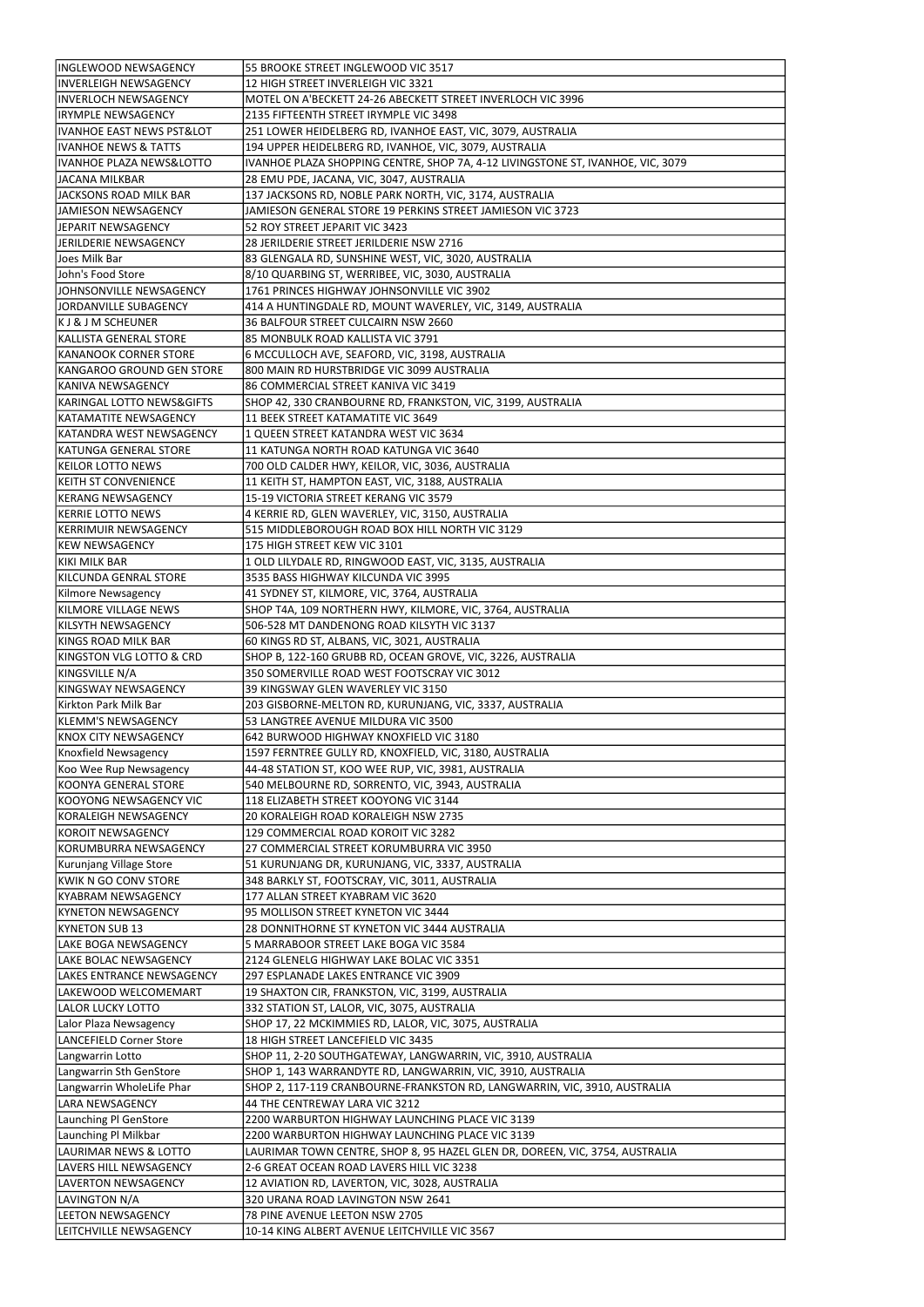| INGLEWOOD NEWSAGENCY | 55 BROOKE STREET INGLEWOOD VIC 3517 |
|---|---|
| INVERLEIGH NEWSAGENCY | 12 HIGH STREET INVERLEIGH VIC 3321 |
| INVERLOCH NEWSAGENCY | MOTEL ON A'BECKETT 24-26 ABECKETT STREET INVERLOCH VIC 3996 |
| IRYMPLE NEWSAGENCY | 2135 FIFTEENTH STREET IRYMPLE VIC 3498 |
| IVANHOE EAST NEWS PST&LOT | 251 LOWER HEIDELBERG RD, IVANHOE EAST, VIC, 3079, AUSTRALIA |
| IVANHOE NEWS & TATTS | 194 UPPER HEIDELBERG RD, IVANHOE, VIC, 3079, AUSTRALIA |
| IVANHOE PLAZA NEWS&LOTTO | IVANHOE PLAZA SHOPPING CENTRE, SHOP 7A, 4-12 LIVINGSTONE ST, IVANHOE, VIC, 3079 |
| JACANA MILKBAR | 28 EMU PDE, JACANA, VIC, 3047, AUSTRALIA |
| JACKSONS ROAD MILK BAR | 137 JACKSONS RD, NOBLE PARK NORTH, VIC, 3174, AUSTRALIA |
| JAMIESON NEWSAGENCY | JAMIESON GENERAL STORE 19 PERKINS STREET JAMIESON VIC 3723 |
| JEPARIT NEWSAGENCY | 52 ROY STREET JEPARIT VIC 3423 |
| JERILDERIE NEWSAGENCY | 28 JERILDERIE STREET JERILDERIE NSW 2716 |
| Joes Milk Bar | 83 GLENGALA RD, SUNSHINE WEST, VIC, 3020, AUSTRALIA |
| John's Food Store | 8/10 QUARBING ST, WERRIBEE, VIC, 3030, AUSTRALIA |
| JOHNSONVILLE NEWSAGENCY | 1761 PRINCES HIGHWAY JOHNSONVILLE VIC 3902 |
| JORDANVILLE SUBAGENCY | 414 A HUNTINGDALE RD, MOUNT WAVERLEY, VIC, 3149, AUSTRALIA |
| K J & J M SCHEUNER | 36 BALFOUR STREET CULCAIRN NSW 2660 |
| KALLISTA GENERAL STORE | 85 MONBULK ROAD KALLISTA VIC 3791 |
| KANANOOK CORNER STORE | 6 MCCULLOCH AVE, SEAFORD, VIC, 3198, AUSTRALIA |
| KANGAROO GROUND GEN STORE | 800 MAIN RD HURSTBRIDGE VIC 3099 AUSTRALIA |
| KANIVA NEWSAGENCY | 86 COMMERCIAL STREET KANIVA VIC 3419 |
| KARINGAL LOTTO NEWS&GIFTS | SHOP 42, 330 CRANBOURNE RD, FRANKSTON, VIC, 3199, AUSTRALIA |
| KATAMATITE NEWSAGENCY | 11 BEEK STREET KATAMATITE VIC 3649 |
| KATANDRA WEST NEWSAGENCY | 1 QUEEN STREET KATANDRA WEST VIC 3634 |
| KATUNGA GENERAL STORE | 11 KATUNGA NORTH ROAD KATUNGA VIC 3640 |
| KEILOR LOTTO NEWS | 700 OLD CALDER HWY, KEILOR, VIC, 3036, AUSTRALIA |
| KEITH ST CONVENIENCE | 11 KEITH ST, HAMPTON EAST, VIC, 3188, AUSTRALIA |
| KERANG NEWSAGENCY | 15-19 VICTORIA STREET KERANG VIC 3579 |
| KERRIE LOTTO NEWS | 4 KERRIE RD, GLEN WAVERLEY, VIC, 3150, AUSTRALIA |
| KERRIMUIR NEWSAGENCY | 515 MIDDLEBOROUGH ROAD BOX HILL NORTH VIC 3129 |
| KEW NEWSAGENCY | 175 HIGH STREET KEW VIC 3101 |
| KIKI MILK BAR | 1 OLD LILYDALE RD, RINGWOOD EAST, VIC, 3135, AUSTRALIA |
| KILCUNDA GENRAL STORE | 3535 BASS HIGHWAY KILCUNDA VIC 3995 |
| Kilmore Newsagency | 41 SYDNEY ST, KILMORE, VIC, 3764, AUSTRALIA |
| KILMORE VILLAGE NEWS | SHOP T4A, 109 NORTHERN HWY, KILMORE, VIC, 3764, AUSTRALIA |
| KILSYTH NEWSAGENCY | 506-528 MT DANDENONG ROAD KILSYTH VIC 3137 |
| KINGS ROAD MILK BAR | 60 KINGS RD ST, ALBANS, VIC, 3021, AUSTRALIA |
| KINGSTON VLG LOTTO & CRD | SHOP B, 122-160 GRUBB RD, OCEAN GROVE, VIC, 3226, AUSTRALIA |
| KINGSVILLE N/A | 350 SOMERVILLE ROAD WEST FOOTSCRAY VIC 3012 |
| KINGSWAY NEWSAGENCY | 39 KINGSWAY GLEN WAVERLEY VIC 3150 |
| Kirkton Park Milk Bar | 203 GISBORNE-MELTON RD, KURUNJANG, VIC, 3337, AUSTRALIA |
| KLEMM'S NEWSAGENCY | 53 LANGTREE AVENUE MILDURA VIC 3500 |
| KNOX CITY NEWSAGENCY | 642 BURWOOD HIGHWAY KNOXFIELD VIC 3180 |
| Knoxfield Newsagency | 1597 FERNTREE GULLY RD, KNOXFIELD, VIC, 3180, AUSTRALIA |
| Koo Wee Rup Newsagency | 44-48 STATION ST, KOO WEE RUP, VIC, 3981, AUSTRALIA |
| KOONYA GENERAL STORE | 540 MELBOURNE RD, SORRENTO, VIC, 3943, AUSTRALIA |
| KOOYONG NEWSAGENCY VIC | 118 ELIZABETH STREET KOOYONG VIC 3144 |
| KORALEIGH NEWSAGENCY | 20 KORALEIGH ROAD KORALEIGH NSW 2735 |
| KOROIT NEWSAGENCY | 129 COMMERCIAL ROAD KOROIT VIC 3282 |
| KORUMBURRA NEWSAGENCY | 27 COMMERCIAL STREET KORUMBURRA VIC 3950 |
| Kurunjang Village Store | 51 KURUNJANG DR, KURUNJANG, VIC, 3337, AUSTRALIA |
| KWIK N GO CONV STORE | 348 BARKLY ST, FOOTSCRAY, VIC, 3011, AUSTRALIA |
| KYABRAM NEWSAGENCY | 177 ALLAN STREET KYABRAM VIC 3620 |
| KYNETON NEWSAGENCY | 95 MOLLISON STREET KYNETON VIC 3444 |
| KYNETON SUB 13 | 28 DONNITHORNE ST KYNETON VIC 3444 AUSTRALIA |
| LAKE BOGA NEWSAGENCY | 5 MARRABOOR STREET LAKE BOGA VIC 3584 |
| LAKE BOLAC NEWSAGENCY | 2124 GLENELG HIGHWAY LAKE BOLAC VIC 3351 |
| LAKES ENTRANCE NEWSAGENCY | 297 ESPLANADE LAKES ENTRANCE VIC 3909 |
| LAKEWOOD WELCOMEMART | 19 SHAXTON CIR, FRANKSTON, VIC, 3199, AUSTRALIA |
| LALOR LUCKY LOTTO | 332 STATION ST, LALOR, VIC, 3075, AUSTRALIA |
| Lalor Plaza Newsagency | SHOP 17, 22 MCKIMMIES RD, LALOR, VIC, 3075, AUSTRALIA |
| LANCEFIELD Corner Store | 18 HIGH STREET LANCEFIELD VIC 3435 |
| Langwarrin Lotto | SHOP 11, 2-20 SOUTHGATEWAY, LANGWARRIN, VIC, 3910, AUSTRALIA |
| Langwarrin Sth GenStore | SHOP 1, 143 WARRANDYTE RD, LANGWARRIN, VIC, 3910, AUSTRALIA |
| Langwarrin WholeLife Phar | SHOP 2, 117-119 CRANBOURNE-FRANKSTON RD, LANGWARRIN, VIC, 3910, AUSTRALIA |
| LARA NEWSAGENCY | 44 THE CENTREWAY LARA VIC 3212 |
| Launching Pl GenStore | 2200 WARBURTON HIGHWAY LAUNCHING PLACE VIC 3139 |
| Launching Pl Milkbar | 2200 WARBURTON HIGHWAY LAUNCHING PLACE VIC 3139 |
| LAURIMAR NEWS & LOTTO | LAURIMAR TOWN CENTRE, SHOP 8, 95 HAZEL GLEN DR, DOREEN, VIC, 3754, AUSTRALIA |
| LAVERS HILL NEWSAGENCY | 2-6 GREAT OCEAN ROAD LAVERS HILL VIC 3238 |
| LAVERTON NEWSAGENCY | 12 AVIATION RD, LAVERTON, VIC, 3028, AUSTRALIA |
| LAVINGTON N/A | 320 URANA ROAD LAVINGTON NSW 2641 |
| LEETON NEWSAGENCY | 78 PINE AVENUE LEETON NSW 2705 |
| LEITCHVILLE NEWSAGENCY | 10-14 KING ALBERT AVENUE LEITCHVILLE VIC 3567 |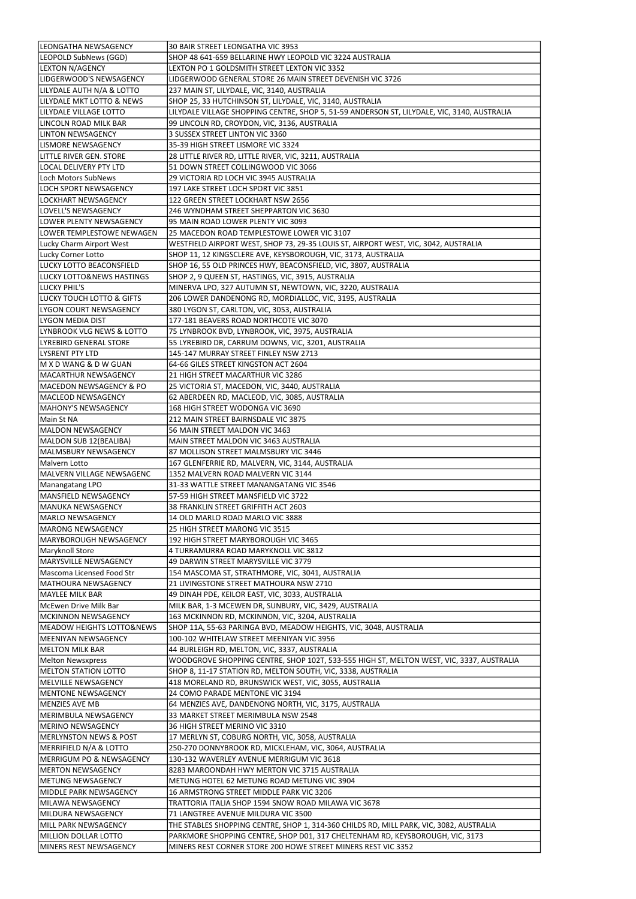| LEONGATHA NEWSAGENCY | 30 BAIR STREET LEONGATHA VIC 3953 |
|---|---|
| LEOPOLD SubNews (GGD) | SHOP 48 641-659 BELLARINE HWY LEOPOLD VIC 3224 AUSTRALIA |
| LEXTON N/AGENCY | LEXTON PO 1 GOLDSMITH STREET LEXTON VIC 3352 |
| LIDGERWOOD'S NEWSAGENCY | LIDGERWOOD GENERAL STORE 26 MAIN STREET DEVENISH VIC 3726 |
| LILYDALE AUTH N/A & LOTTO | 237 MAIN ST, LILYDALE, VIC, 3140, AUSTRALIA |
| LILYDALE MKT LOTTO & NEWS | SHOP 25, 33 HUTCHINSON ST, LILYDALE, VIC, 3140, AUSTRALIA |
| LILYDALE VILLAGE LOTTO | LILYDALE VILLAGE SHOPPING CENTRE, SHOP 5, 51-59 ANDERSON ST, LILYDALE, VIC, 3140, AUSTRALIA |
| LINCOLN ROAD MILK BAR | 99 LINCOLN RD, CROYDON, VIC, 3136, AUSTRALIA |
| LINTON NEWSAGENCY | 3 SUSSEX STREET LINTON VIC 3360 |
| LISMORE NEWSAGENCY | 35-39 HIGH STREET LISMORE VIC 3324 |
| LITTLE RIVER GEN. STORE | 28 LITTLE RIVER RD, LITTLE RIVER, VIC, 3211, AUSTRALIA |
| LOCAL DELIVERY PTY LTD | 51 DOWN STREET COLLINGWOOD VIC 3066 |
| Loch Motors SubNews | 29 VICTORIA RD LOCH VIC 3945 AUSTRALIA |
| LOCH SPORT NEWSAGENCY | 197 LAKE STREET LOCH SPORT VIC 3851 |
| LOCKHART NEWSAGENCY | 122 GREEN STREET LOCKHART NSW 2656 |
| LOVELL'S NEWSAGENCY | 246 WYNDHAM STREET SHEPPARTON VIC 3630 |
| LOWER PLENTY NEWSAGENCY | 95 MAIN ROAD LOWER PLENTY VIC 3093 |
| LOWER TEMPLESTOWE NEWAGEN | 25 MACEDON ROAD TEMPLESTOWE LOWER VIC 3107 |
| Lucky Charm Airport West | WESTFIELD AIRPORT WEST, SHOP 73, 29-35 LOUIS ST, AIRPORT WEST, VIC, 3042, AUSTRALIA |
| Lucky Corner Lotto | SHOP 11, 12 KINGSCLERE AVE, KEYSBOROUGH, VIC, 3173, AUSTRALIA |
| LUCKY LOTTO BEACONSFIELD | SHOP 16, 55 OLD PRINCES HWY, BEACONSFIELD, VIC, 3807, AUSTRALIA |
| LUCKY LOTTO&NEWS HASTINGS | SHOP 2, 9 QUEEN ST, HASTINGS, VIC, 3915, AUSTRALIA |
| LUCKY PHIL'S | MINERVA LPO, 327 AUTUMN ST, NEWTOWN, VIC, 3220, AUSTRALIA |
| LUCKY TOUCH LOTTO & GIFTS | 206 LOWER DANDENONG RD, MORDIALLOC, VIC, 3195, AUSTRALIA |
| LYGON COURT NEWSAGENCY | 380 LYGON ST, CARLTON, VIC, 3053, AUSTRALIA |
| LYGON MEDIA DIST | 177-181 BEAVERS ROAD NORTHCOTE VIC 3070 |
| LYNBROOK VLG NEWS & LOTTO | 75 LYNBROOK BVD, LYNBROOK, VIC, 3975, AUSTRALIA |
| LYREBIRD GENERAL STORE | 55 LYREBIRD DR, CARRUM DOWNS, VIC, 3201, AUSTRALIA |
| LYSRENT PTY LTD | 145-147 MURRAY STREET FINLEY NSW 2713 |
| M X D WANG & D W GUAN | 64-66 GILES STREET KINGSTON ACT 2604 |
| MACARTHUR NEWSAGENCY | 21 HIGH STREET MACARTHUR VIC 3286 |
| MACEDON NEWSAGENCY & PO | 25 VICTORIA ST, MACEDON, VIC, 3440, AUSTRALIA |
| MACLEOD NEWSAGENCY | 62 ABERDEEN RD, MACLEOD, VIC, 3085, AUSTRALIA |
| MAHONY'S NEWSAGENCY | 168 HIGH STREET WODONGA VIC 3690 |
| Main St NA | 212 MAIN STREET BAIRNSDALE VIC 3875 |
| MALDON NEWSAGENCY | 56 MAIN STREET MALDON VIC 3463 |
| MALDON SUB 12(BEALIBA) | MAIN STREET MALDON VIC 3463 AUSTRALIA |
| MALMSBURY NEWSAGENCY | 87 MOLLISON STREET MALMSBURY VIC 3446 |
| Malvern Lotto | 167 GLENFERRIE RD, MALVERN, VIC, 3144, AUSTRALIA |
| MALVERN VILLAGE NEWSAGENC | 1352 MALVERN ROAD MALVERN VIC 3144 |
| Manangatang LPO | 31-33 WATTLE STREET MANANGATANG VIC 3546 |
| MANSFIELD NEWSAGENCY | 57-59 HIGH STREET MANSFIELD VIC 3722 |
| MANUKA NEWSAGENCY | 38 FRANKLIN STREET GRIFFITH ACT 2603 |
| MARLO NEWSAGENCY | 14 OLD MARLO ROAD MARLO VIC 3888 |
| MARONG NEWSAGENCY | 25 HIGH STREET MARONG VIC 3515 |
| MARYBOROUGH NEWSAGENCY | 192 HIGH STREET MARYBOROUGH VIC 3465 |
| Maryknoll Store | 4 TURRAMURRA ROAD MARYKNOLL VIC 3812 |
| MARYSVILLE NEWSAGENCY | 49 DARWIN STREET MARYSVILLE VIC 3779 |
| Mascoma Licensed Food Str | 154 MASCOMA ST, STRATHMORE, VIC, 3041, AUSTRALIA |
| MATHOURA NEWSAGENCY | 21 LIVINGSTONE STREET MATHOURA NSW 2710 |
| MAYLEE MILK BAR | 49 DINAH PDE, KEILOR EAST, VIC, 3033, AUSTRALIA |
| McEwen Drive Milk Bar | MILK BAR, 1-3 MCEWEN DR, SUNBURY, VIC, 3429, AUSTRALIA |
| MCKINNON NEWSAGENCY | 163 MCKINNON RD, MCKINNON, VIC, 3204, AUSTRALIA |
| MEADOW HEIGHTS LOTTO&NEWS | SHOP 11A, 55-63 PARINGA BVD, MEADOW HEIGHTS, VIC, 3048, AUSTRALIA |
| MEENIYAN NEWSAGENCY | 100-102 WHITELAW STREET MEENIYAN VIC 3956 |
| MELTON MILK BAR | 44 BURLEIGH RD, MELTON, VIC, 3337, AUSTRALIA |
| Melton Newsxpress | WOODGROVE SHOPPING CENTRE, SHOP 102T, 533-555 HIGH ST, MELTON WEST, VIC, 3337, AUSTRALIA |
| MELTON STATION LOTTO | SHOP 8, 11-17 STATION RD, MELTON SOUTH, VIC, 3338, AUSTRALIA |
| MELVILLE NEWSAGENCY | 418 MORELAND RD, BRUNSWICK WEST, VIC, 3055, AUSTRALIA |
| MENTONE NEWSAGENCY | 24 COMO PARADE MENTONE VIC 3194 |
| MENZIES AVE MB | 64 MENZIES AVE, DANDENONG NORTH, VIC, 3175, AUSTRALIA |
| MERIMBULA NEWSAGENCY | 33 MARKET STREET MERIMBULA NSW 2548 |
| MERINO NEWSAGENCY | 36 HIGH STREET MERINO VIC 3310 |
| MERLYNSTON NEWS & POST | 17 MERLYN ST, COBURG NORTH, VIC, 3058, AUSTRALIA |
| MERRIFIELD N/A & LOTTO | 250-270 DONNYBROOK RD, MICKLEHAM, VIC, 3064, AUSTRALIA |
| MERRIGUM PO & NEWSAGENCY | 130-132 WAVERLEY AVENUE MERRIGUM VIC 3618 |
| MERTON NEWSAGENCY | 8283 MAROONDAH HWY MERTON VIC 3715 AUSTRALIA |
| METUNG NEWSAGENCY | METUNG HOTEL 62 METUNG ROAD METUNG VIC 3904 |
| MIDDLE PARK NEWSAGENCY | 16 ARMSTRONG STREET MIDDLE PARK VIC 3206 |
| MILAWA NEWSAGENCY | TRATTORIA ITALIA SHOP 1594 SNOW ROAD MILAWA VIC 3678 |
| MILDURA NEWSAGENCY | 71 LANGTREE AVENUE MILDURA VIC 3500 |
| MILL PARK NEWSAGENCY | THE STABLES SHOPPING CENTRE, SHOP 1, 314-360 CHILDS RD, MILL PARK, VIC, 3082, AUSTRALIA |
| MILLION DOLLAR LOTTO | PARKMORE SHOPPING CENTRE, SHOP D01, 317 CHELTENHAM RD, KEYSBOROUGH, VIC, 3173 |
| MINERS REST NEWSAGENCY | MINERS REST CORNER STORE 200 HOWE STREET MINERS REST VIC 3352 |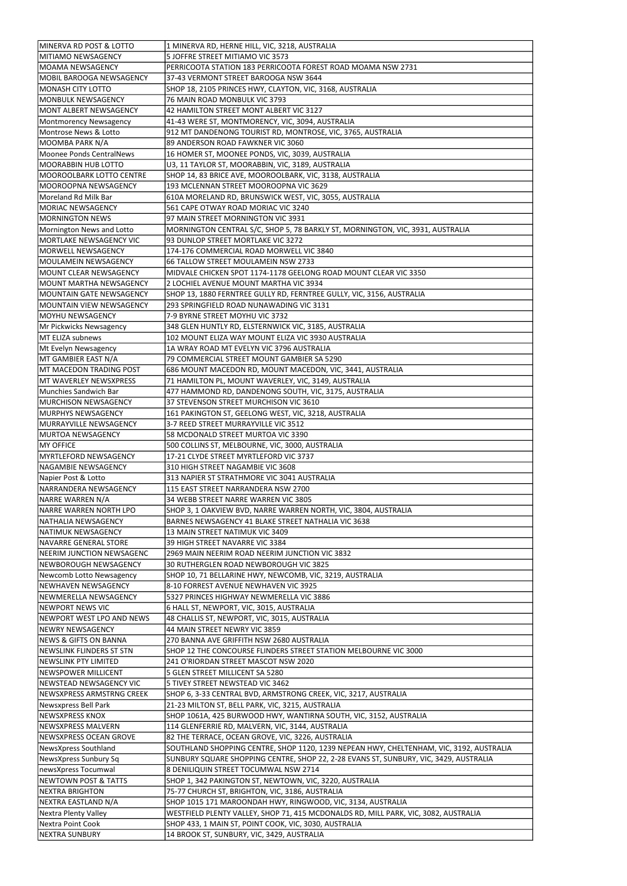| MINERVA RD POST & LOTTO | 1 MINERVA RD, HERNE HILL, VIC, 3218, AUSTRALIA |
|---|---|
| MITIAMO NEWSAGENCY | 5 JOFFRE STREET MITIAMO VIC 3573 |
| MOAMA NEWSAGENCY | PERRICOOTA STATION 183 PERRICOOTA FOREST ROAD MOAMA NSW 2731 |
| MOBIL BAROOGA NEWSAGENCY | 37-43 VERMONT STREET BAROOGA NSW 3644 |
| MONASH CITY LOTTO | SHOP 18, 2105 PRINCES HWY, CLAYTON, VIC, 3168, AUSTRALIA |
| MONBULK NEWSAGENCY | 76 MAIN ROAD MONBULK VIC 3793 |
| MONT ALBERT NEWSAGENCY | 42 HAMILTON STREET MONT ALBERT VIC 3127 |
| Montmorency Newsagency | 41-43 WERE ST, MONTMORENCY, VIC, 3094, AUSTRALIA |
| Montrose News & Lotto | 912 MT DANDENONG TOURIST RD, MONTROSE, VIC, 3765, AUSTRALIA |
| MOOMBA PARK N/A | 89 ANDERSON ROAD FAWKNER VIC 3060 |
| Moonee Ponds CentralNews | 16 HOMER ST, MOONEE PONDS, VIC, 3039, AUSTRALIA |
| MOORABBIN HUB LOTTO | U3, 11 TAYLOR ST, MOORABBIN, VIC, 3189, AUSTRALIA |
| MOOROOLBARK LOTTO CENTRE | SHOP 14, 83 BRICE AVE, MOOROOLBARK, VIC, 3138, AUSTRALIA |
| MOOROOPNA NEWSAGENCY | 193 MCLENNAN STREET MOOROOPNA VIC 3629 |
| Moreland Rd Milk Bar | 610A MORELAND RD, BRUNSWICK WEST, VIC, 3055, AUSTRALIA |
| MORIAC NEWSAGENCY | 561 CAPE OTWAY ROAD MORIAC VIC 3240 |
| MORNINGTON NEWS | 97 MAIN STREET MORNINGTON VIC 3931 |
| Mornington News and Lotto | MORNINGTON CENTRAL S/C, SHOP 5, 78 BARKLY ST, MORNINGTON, VIC, 3931, AUSTRALIA |
| MORTLAKE NEWSAGENCY VIC | 93 DUNLOP STREET MORTLAKE VIC 3272 |
| MORWELL NEWSAGENCY | 174-176 COMMERCIAL ROAD MORWELL VIC 3840 |
| MOULAMEIN NEWSAGENCY | 66 TALLOW STREET MOULAMEIN NSW 2733 |
| MOUNT CLEAR NEWSAGENCY | MIDVALE CHICKEN SPOT 1174-1178 GEELONG ROAD MOUNT CLEAR VIC 3350 |
| MOUNT MARTHA NEWSAGENCY | 2 LOCHIEL AVENUE MOUNT MARTHA VIC 3934 |
| MOUNTAIN GATE NEWSAGENCY | SHOP 13, 1880 FERNTREE GULLY RD, FERNTREE GULLY, VIC, 3156, AUSTRALIA |
| MOUNTAIN VIEW NEWSAGENCY | 293 SPRINGFIELD ROAD NUNAWADING VIC 3131 |
| MOYHU NEWSAGENCY | 7-9 BYRNE STREET MOYHU VIC 3732 |
| Mr Pickwicks Newsagency | 348 GLEN HUNTLY RD, ELSTERNWICK VIC, 3185, AUSTRALIA |
| MT ELIZA subnews | 102 MOUNT ELIZA WAY MOUNT ELIZA VIC 3930 AUSTRALIA |
| Mt Evelyn Newsagency | 1A WRAY ROAD MT EVELYN VIC 3796 AUSTRALIA |
| MT GAMBIER EAST N/A | 79 COMMERCIAL STREET MOUNT GAMBIER SA 5290 |
| MT MACEDON TRADING POST | 686 MOUNT MACEDON RD, MOUNT MACEDON, VIC, 3441, AUSTRALIA |
| MT WAVERLEY NEWSXPRESS | 71 HAMILTON PL, MOUNT WAVERLEY, VIC, 3149, AUSTRALIA |
| Munchies Sandwich Bar | 477 HAMMOND RD, DANDENONG SOUTH, VIC, 3175, AUSTRALIA |
| MURCHISON NEWSAGENCY | 37 STEVENSON STREET MURCHISON VIC 3610 |
| MURPHYS NEWSAGENCY | 161 PAKINGTON ST, GEELONG WEST, VIC, 3218, AUSTRALIA |
| MURRAYVILLE NEWSAGENCY | 3-7 REED STREET MURRAYVILLE VIC 3512 |
| MURTOA NEWSAGENCY | 58 MCDONALD STREET MURTOA VIC 3390 |
| MY OFFICE | 500 COLLINS ST, MELBOURNE, VIC, 3000, AUSTRALIA |
| MYRTLEFORD NEWSAGENCY | 17-21 CLYDE STREET MYRTLEFORD VIC 3737 |
| NAGAMBIE NEWSAGENCY | 310 HIGH STREET NAGAMBIE VIC 3608 |
| Napier Post & Lotto | 313 NAPIER ST STRATHMORE VIC 3041 AUSTRALIA |
| NARRANDERA NEWSAGENCY | 115 EAST STREET NARRANDERA NSW 2700 |
| NARRE WARREN N/A | 34 WEBB STREET NARRE WARREN VIC 3805 |
| NARRE WARREN NORTH LPO | SHOP 3, 1 OAKVIEW BVD, NARRE WARREN NORTH, VIC, 3804, AUSTRALIA |
| NATHALIA NEWSAGENCY | BARNES NEWSAGENCY 41 BLAKE STREET NATHALIA VIC 3638 |
| NATIMUK NEWSAGENCY | 13 MAIN STREET NATIMUK VIC 3409 |
| NAVARRE GENERAL STORE | 39 HIGH STREET NAVARRE VIC 3384 |
| NEERIM JUNCTION NEWSAGENC | 2969 MAIN NEERIM ROAD NEERIM JUNCTION VIC 3832 |
| NEWBOROUGH NEWSAGENCY | 30 RUTHERGLEN ROAD NEWBOROUGH VIC 3825 |
| Newcomb Lotto Newsagency | SHOP 10, 71 BELLARINE HWY, NEWCOMB, VIC, 3219, AUSTRALIA |
| NEWHAVEN NEWSAGENCY | 8-10 FORREST AVENUE NEWHAVEN VIC 3925 |
| NEWMERELLA NEWSAGENCY | 5327 PRINCES HIGHWAY NEWMERELLA VIC 3886 |
| NEWPORT NEWS VIC | 6 HALL ST, NEWPORT, VIC, 3015, AUSTRALIA |
| NEWPORT WEST LPO AND NEWS | 48 CHALLIS ST, NEWPORT, VIC, 3015, AUSTRALIA |
| NEWRY NEWSAGENCY | 44 MAIN STREET NEWRY VIC 3859 |
| NEWS & GIFTS ON BANNA | 270 BANNA AVE GRIFFITH NSW 2680 AUSTRALIA |
| NEWSLINK FLINDERS ST STN | SHOP 12 THE CONCOURSE FLINDERS STREET STATION MELBOURNE VIC 3000 |
| NEWSLINK PTY LIMITED | 241 O'RIORDAN STREET MASCOT NSW 2020 |
| NEWSPOWER MILLICENT | 5 GLEN STREET MILLICENT SA 5280 |
| NEWSTEAD NEWSAGENCY VIC | 5 TIVEY STREET NEWSTEAD VIC 3462 |
| NEWSXPRESS ARMSTRNG CREEK | SHOP 6, 3-33 CENTRAL BVD, ARMSTRONG CREEK, VIC, 3217, AUSTRALIA |
| Newsxpress Bell Park | 21-23 MILTON ST, BELL PARK, VIC, 3215, AUSTRALIA |
| NEWSXPRESS KNOX | SHOP 1061A, 425 BURWOOD HWY, WANTIRNA SOUTH, VIC, 3152, AUSTRALIA |
| NEWSXPRESS MALVERN | 114 GLENFERRIE RD, MALVERN, VIC, 3144, AUSTRALIA |
| NEWSXPRESS OCEAN GROVE | 82 THE TERRACE, OCEAN GROVE, VIC, 3226, AUSTRALIA |
| NewsXpress Southland | SOUTHLAND SHOPPING CENTRE, SHOP 1120, 1239 NEPEAN HWY, CHELTENHAM, VIC, 3192, AUSTRALIA |
| NewsXpress Sunbury Sq | SUNBURY SQUARE SHOPPING CENTRE, SHOP 22, 2-28 EVANS ST, SUNBURY, VIC, 3429, AUSTRALIA |
| newsXpress Tocumwal | 8 DENILIQUIN STREET TOCUMWAL NSW 2714 |
| NEWTOWN POST & TATTS | SHOP 1, 342 PAKINGTON ST, NEWTOWN, VIC, 3220, AUSTRALIA |
| NEXTRA BRIGHTON | 75-77 CHURCH ST, BRIGHTON, VIC, 3186, AUSTRALIA |
| NEXTRA EASTLAND N/A | SHOP 1015 171 MAROONDAH HWY, RINGWOOD, VIC, 3134, AUSTRALIA |
| Nextra Plenty Valley | WESTFIELD PLENTY VALLEY, SHOP 71, 415 MCDONALDS RD, MILL PARK, VIC, 3082, AUSTRALIA |
| Nextra Point Cook | SHOP 433, 1 MAIN ST, POINT COOK, VIC, 3030, AUSTRALIA |
| NEXTRA SUNBURY | 14 BROOK ST, SUNBURY, VIC, 3429, AUSTRALIA |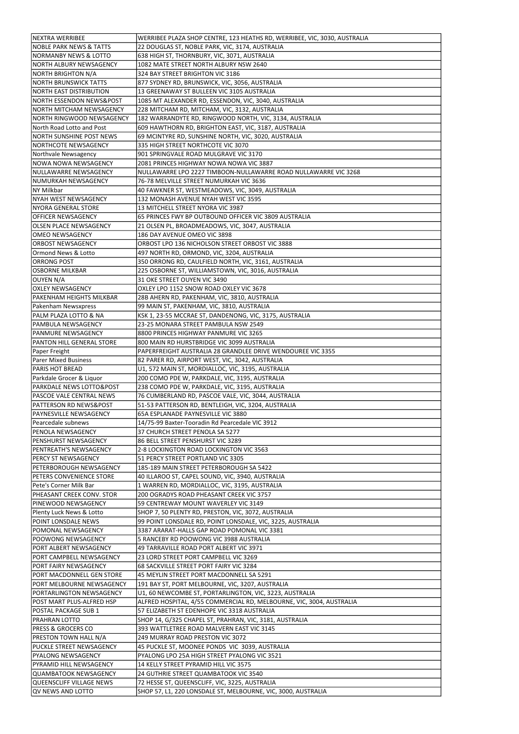| NEXTRA WERRIBEE | WERRIBEE PLAZA SHOP CENTRE, 123 HEATHS RD, WERRIBEE, VIC, 3030, AUSTRALIA |
|---|---|
| NOBLE PARK NEWS & TATTS | 22 DOUGLAS ST, NOBLE PARK, VIC, 3174, AUSTRALIA |
| NORMANBY NEWS & LOTTO | 638 HIGH ST, THORNBURY, VIC, 3071, AUSTRALIA |
| NORTH ALBURY NEWSAGENCY | 1082 MATE STREET NORTH ALBURY NSW 2640 |
| NORTH BRIGHTON N/A | 324 BAY STREET BRIGHTON VIC 3186 |
| NORTH BRUNSWICK TATTS | 877 SYDNEY RD, BRUNSWICK, VIC, 3056, AUSTRALIA |
| NORTH EAST DISTRIBUTION | 13 GREENAWAY ST BULLEEN VIC 3105 AUSTRALIA |
| NORTH ESSENDON NEWS&POST | 1085 MT ALEXANDER RD, ESSENDON, VIC, 3040, AUSTRALIA |
| NORTH MITCHAM NEWSAGENCY | 228 MITCHAM RD, MITCHAM, VIC, 3132, AUSTRALIA |
| NORTH RINGWOOD NEWSAGENCY | 182 WARRANDYTE RD, RINGWOOD NORTH, VIC, 3134, AUSTRALIA |
| North Road Lotto and Post | 609 HAWTHORN RD, BRIGHTON EAST, VIC, 3187, AUSTRALIA |
| NORTH SUNSHINE POST NEWS | 69 MCINTYRE RD, SUNSHINE NORTH, VIC, 3020, AUSTRALIA |
| NORTHCOTE NEWSAGENCY | 335 HIGH STREET NORTHCOTE VIC 3070 |
| Northvale Newsagency | 901 SPRINGVALE ROAD MULGRAVE VIC 3170 |
| NOWA NOWA NEWSAGENCY | 2081 PRINCES HIGHWAY NOWA NOWA VIC 3887 |
| NULLAWARRE NEWSAGENCY | NULLAWARRE LPO 2227 TIMBOON-NULLAWARRE ROAD NULLAWARRE VIC 3268 |
| NUMURKAH NEWSAGENCY | 76-78 MELVILLE STREET NUMURKAH VIC 3636 |
| NY Milkbar | 40 FAWKNER ST, WESTMEADOWS, VIC, 3049, AUSTRALIA |
| NYAH WEST NEWSAGENCY | 132 MONASH AVENUE NYAH WEST VIC 3595 |
| NYORA GENERAL STORE | 13 MITCHELL STREET NYORA VIC 3987 |
| OFFICER NEWSAGENCY | 65 PRINCES FWY BP OUTBOUND OFFICER VIC 3809 AUSTRALIA |
| OLSEN PLACE NEWSAGENCY | 21 OLSEN PL, BROADMEADOWS, VIC, 3047, AUSTRALIA |
| OMEO NEWSAGENCY | 186 DAY AVENUE OMEO VIC 3898 |
| ORBOST NEWSAGENCY | ORBOST LPO 136 NICHOLSON STREET ORBOST VIC 3888 |
| Ormond News & Lotto | 497 NORTH RD, ORMOND, VIC, 3204, AUSTRALIA |
| ORRONG POST | 350 ORRONG RD, CAULFIELD NORTH, VIC, 3161, AUSTRALIA |
| OSBORNE MILKBAR | 225 OSBORNE ST, WILLIAMSTOWN, VIC, 3016, AUSTRALIA |
| OUYEN N/A | 31 OKE STREET OUYEN VIC 3490 |
| OXLEY NEWSAGENCY | OXLEY LPO 1152 SNOW ROAD OXLEY VIC 3678 |
| PAKENHAM HEIGHTS MILKBAR | 28B AHERN RD, PAKENHAM, VIC, 3810, AUSTRALIA |
| Pakenham Newsxpress | 99 MAIN ST, PAKENHAM, VIC, 3810, AUSTRALIA |
| PALM PLAZA LOTTO & NA | KSK 1, 23-55 MCCRAE ST, DANDENONG, VIC, 3175, AUSTRALIA |
| PAMBULA NEWSAGENCY | 23-25 MONARA STREET PAMBULA NSW 2549 |
| PANMURE NEWSAGENCY | 8800 PRINCES HIGHWAY PANMURE VIC 3265 |
| PANTON HILL GENERAL STORE | 800 MAIN RD HURSTBRIDGE VIC 3099 AUSTRALIA |
| Paper Freight | PAPERFREIGHT AUSTRALIA 28 GRANDLEE DRIVE WENDOUREE VIC 3355 |
| Parer Mixed Business | 82 PARER RD, AIRPORT WEST, VIC, 3042, AUSTRALIA |
| PARIS HOT BREAD | U1, 572 MAIN ST, MORDIALLOC, VIC, 3195, AUSTRALIA |
| Parkdale Grocer & Liquor | 200 COMO PDE W, PARKDALE, VIC, 3195, AUSTRALIA |
| PARKDALE NEWS LOTTO&POST | 238 COMO PDE W, PARKDALE, VIC, 3195, AUSTRALIA |
| PASCOE VALE CENTRAL NEWS | 76 CUMBERLAND RD, PASCOE VALE, VIC, 3044, AUSTRALIA |
| PATTERSON RD NEWS&POST | 51-53 PATTERSON RD, BENTLEIGH, VIC, 3204, AUSTRALIA |
| PAYNESVILLE NEWSAGENCY | 65A ESPLANADE PAYNESVILLE VIC 3880 |
| Pearcedale subnews | 14/75-99 Baxter-Tooradin Rd Pearcedale VIC 3912 |
| PENOLA NEWSAGENCY | 37 CHURCH STREET PENOLA SA 5277 |
| PENSHURST NEWSAGENCY | 86 BELL STREET PENSHURST VIC 3289 |
| PENTREATH'S NEWSAGENCY | 2-8 LOCKINGTON ROAD LOCKINGTON VIC 3563 |
| PERCY ST NEWSAGENCY | 51 PERCY STREET PORTLAND VIC 3305 |
| PETERBOROUGH NEWSAGENCY | 185-189 MAIN STREET PETERBOROUGH SA 5422 |
| PETERS CONVENIENCE STORE | 40 ILLAROO ST, CAPEL SOUND, VIC, 3940, AUSTRALIA |
| Pete's Corner Milk Bar | 1 WARREN RD, MORDIALLOC, VIC, 3195, AUSTRALIA |
| PHEASANT CREEK CONV. STOR | 200 OGRADYS ROAD PHEASANT CREEK VIC 3757 |
| PINEWOOD NEWSAGENCY | 59 CENTREWAY MOUNT WAVERLEY VIC 3149 |
| Plenty Luck News & Lotto | SHOP 7, 50 PLENTY RD, PRESTON, VIC, 3072, AUSTRALIA |
| POINT LONSDALE NEWS | 99 POINT LONSDALE RD, POINT LONSDALE, VIC, 3225, AUSTRALIA |
| POMONAL NEWSAGENCY | 3387 ARARAT-HALLS GAP ROAD POMONAL VIC 3381 |
| POOWONG NEWSAGENCY | 5 RANCEBY RD POOWONG VIC 3988 AUSTRALIA |
| PORT ALBERT NEWSAGENCY | 49 TARRAVILLE ROAD PORT ALBERT VIC 3971 |
| PORT CAMPBELL NEWSAGENCY | 23 LORD STREET PORT CAMPBELL VIC 3269 |
| PORT FAIRY NEWSAGENCY | 68 SACKVILLE STREET PORT FAIRY VIC 3284 |
| PORT MACDONNELL GEN STORE | 45 MEYLIN STREET PORT MACDONNELL SA 5291 |
| PORT MELBOURNE NEWSAGENCY | 191 BAY ST, PORT MELBOURNE, VIC, 3207, AUSTRALIA |
| PORTARLINGTON NEWSAGENCY | U1, 60 NEWCOMBE ST, PORTARLINGTON, VIC, 3223, AUSTRALIA |
| POST MART PLUS-ALFRED HSP | ALFRED HOSPITAL, 4/55 COMMERCIAL RD, MELBOURNE, VIC, 3004, AUSTRALIA |
| POSTAL PACKAGE SUB 1 | 57 ELIZABETH ST EDENHOPE VIC 3318 AUSTRALIA |
| PRAHRAN LOTTO | SHOP 14, G/325 CHAPEL ST, PRAHRAN, VIC, 3181, AUSTRALIA |
| PRESS & GROCERS CO | 393 WATTLETREE ROAD MALVERN EAST VIC 3145 |
| PRESTON TOWN HALL N/A | 249 MURRAY ROAD PRESTON VIC 3072 |
| PUCKLE STREET NEWSAGENCY | 45 PUCKLE ST, MOONEE PONDS VIC 3039, AUSTRALIA |
| PYALONG NEWSAGENCY | PYALONG LPO 25A HIGH STREET PYALONG VIC 3521 |
| PYRAMID HILL NEWSAGENCY | 14 KELLY STREET PYRAMID HILL VIC 3575 |
| QUAMBATOOK NEWSAGENCY | 24 GUTHRIE STREET QUAMBATOOK VIC 3540 |
| QUEENSCLIFF VILLAGE NEWS | 72 HESSE ST, QUEENSCLIFF, VIC, 3225, AUSTRALIA |
| QV NEWS AND LOTTO | SHOP 57, L1, 220 LONSDALE ST, MELBOURNE, VIC, 3000, AUSTRALIA |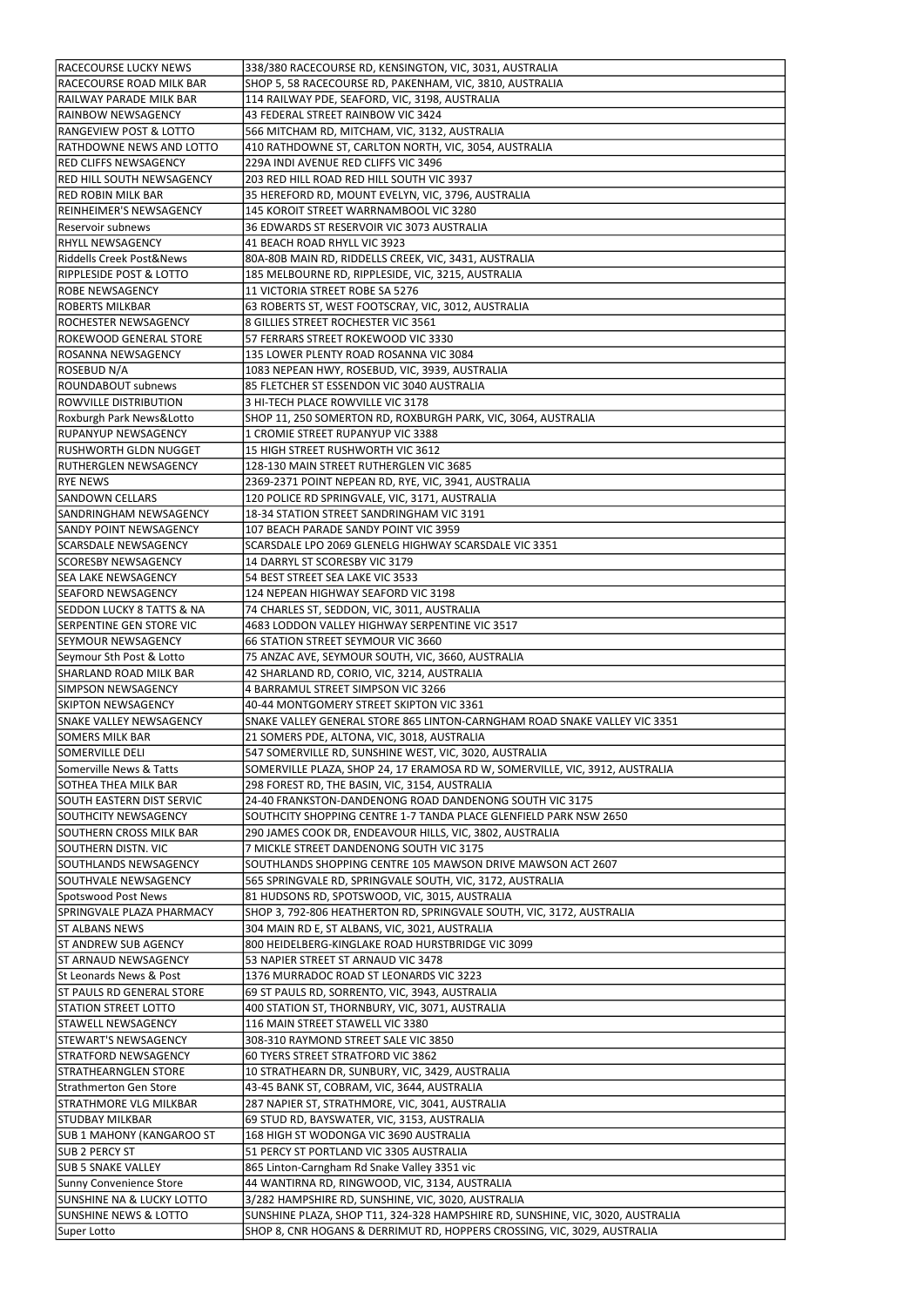| RACECOURSE LUCKY NEWS | 338/380 RACECOURSE RD, KENSINGTON, VIC, 3031, AUSTRALIA |
|---|---|
| RACECOURSE ROAD MILK BAR | SHOP 5, 58 RACECOURSE RD, PAKENHAM, VIC, 3810, AUSTRALIA |
| RAILWAY PARADE MILK BAR | 114 RAILWAY PDE, SEAFORD, VIC, 3198, AUSTRALIA |
| RAINBOW NEWSAGENCY | 43 FEDERAL STREET RAINBOW VIC 3424 |
| RANGEVIEW POST & LOTTO | 566 MITCHAM RD, MITCHAM, VIC, 3132, AUSTRALIA |
| RATHDOWNE NEWS AND LOTTO | 410 RATHDOWNE ST, CARLTON NORTH, VIC, 3054, AUSTRALIA |
| RED CLIFFS NEWSAGENCY | 229A INDI AVENUE RED CLIFFS VIC 3496 |
| RED HILL SOUTH NEWSAGENCY | 203 RED HILL ROAD RED HILL SOUTH VIC 3937 |
| RED ROBIN MILK BAR | 35 HEREFORD RD, MOUNT EVELYN, VIC, 3796, AUSTRALIA |
| REINHEIMER'S NEWSAGENCY | 145 KOROIT STREET WARRNAMBOOL VIC 3280 |
| Reservoir subnews | 36 EDWARDS ST RESERVOIR VIC 3073 AUSTRALIA |
| RHYLL NEWSAGENCY | 41 BEACH ROAD RHYLL VIC 3923 |
| Riddells Creek Post&News | 80A-80B MAIN RD, RIDDELLS CREEK, VIC, 3431, AUSTRALIA |
| RIPPLESIDE POST & LOTTO | 185 MELBOURNE RD, RIPPLESIDE, VIC, 3215, AUSTRALIA |
| ROBE NEWSAGENCY | 11 VICTORIA STREET ROBE SA 5276 |
| ROBERTS MILKBAR | 63 ROBERTS ST, WEST FOOTSCRAY, VIC, 3012, AUSTRALIA |
| ROCHESTER NEWSAGENCY | 8 GILLIES STREET ROCHESTER VIC 3561 |
| ROKEWOOD GENERAL STORE | 57 FERRARS STREET ROKEWOOD VIC 3330 |
| ROSANNA NEWSAGENCY | 135 LOWER PLENTY ROAD ROSANNA VIC 3084 |
| ROSEBUD N/A | 1083 NEPEAN HWY, ROSEBUD, VIC, 3939, AUSTRALIA |
| ROUNDABOUT subnews | 85 FLETCHER ST ESSENDON VIC 3040 AUSTRALIA |
| ROWVILLE DISTRIBUTION | 3 HI-TECH PLACE ROWVILLE VIC 3178 |
| Roxburgh Park News&Lotto | SHOP 11, 250 SOMERTON RD, ROXBURGH PARK, VIC, 3064, AUSTRALIA |
| RUPANYUP NEWSAGENCY | 1 CROMIE STREET RUPANYUP VIC 3388 |
| RUSHWORTH GLDN NUGGET | 15 HIGH STREET RUSHWORTH VIC 3612 |
| RUTHERGLEN NEWSAGENCY | 128-130 MAIN STREET RUTHERGLEN VIC 3685 |
| RYE NEWS | 2369-2371 POINT NEPEAN RD, RYE, VIC, 3941, AUSTRALIA |
| SANDOWN CELLARS | 120 POLICE RD SPRINGVALE, VIC, 3171, AUSTRALIA |
| SANDRINGHAM NEWSAGENCY | 18-34 STATION STREET SANDRINGHAM VIC 3191 |
| SANDY POINT NEWSAGENCY | 107 BEACH PARADE SANDY POINT VIC 3959 |
| SCARSDALE NEWSAGENCY | SCARSDALE LPO 2069 GLENELG HIGHWAY SCARSDALE VIC 3351 |
| SCORESBY NEWSAGENCY | 14 DARRYL ST SCORESBY VIC 3179 |
| SEA LAKE NEWSAGENCY | 54 BEST STREET SEA LAKE VIC 3533 |
| SEAFORD NEWSAGENCY | 124 NEPEAN HIGHWAY SEAFORD VIC 3198 |
| SEDDON LUCKY 8 TATTS & NA | 74 CHARLES ST, SEDDON, VIC, 3011, AUSTRALIA |
| SERPENTINE GEN STORE VIC | 4683 LODDON VALLEY HIGHWAY SERPENTINE VIC 3517 |
| SEYMOUR NEWSAGENCY | 66 STATION STREET SEYMOUR VIC 3660 |
| Seymour Sth Post & Lotto | 75 ANZAC AVE, SEYMOUR SOUTH, VIC, 3660, AUSTRALIA |
| SHARLAND ROAD MILK BAR | 42 SHARLAND RD, CORIO, VIC, 3214, AUSTRALIA |
| SIMPSON NEWSAGENCY | 4 BARRAMUL STREET SIMPSON VIC 3266 |
| SKIPTON NEWSAGENCY | 40-44 MONTGOMERY STREET SKIPTON VIC 3361 |
| SNAKE VALLEY NEWSAGENCY | SNAKE VALLEY GENERAL STORE 865 LINTON-CARNGHAM ROAD SNAKE VALLEY VIC 3351 |
| SOMERS MILK BAR | 21 SOMERS PDE, ALTONA, VIC, 3018, AUSTRALIA |
| SOMERVILLE DELI | 547 SOMERVILLE RD, SUNSHINE WEST, VIC, 3020, AUSTRALIA |
| Somerville News & Tatts | SOMERVILLE PLAZA, SHOP 24, 17 ERAMOSA RD W, SOMERVILLE, VIC, 3912, AUSTRALIA |
| SOTHEA THEA MILK BAR | 298 FOREST RD, THE BASIN, VIC, 3154, AUSTRALIA |
| SOUTH EASTERN DIST SERVIC | 24-40 FRANKSTON-DANDENONG ROAD DANDENONG SOUTH VIC 3175 |
| SOUTHCITY NEWSAGENCY | SOUTHCITY SHOPPING CENTRE 1-7 TANDA PLACE GLENFIELD PARK NSW 2650 |
| SOUTHERN CROSS MILK BAR | 290 JAMES COOK DR, ENDEAVOUR HILLS, VIC, 3802, AUSTRALIA |
| SOUTHERN DISTN. VIC | 7 MICKLE STREET DANDENONG SOUTH VIC 3175 |
| SOUTHLANDS NEWSAGENCY | SOUTHLANDS SHOPPING CENTRE 105 MAWSON DRIVE MAWSON ACT 2607 |
| SOUTHVALE NEWSAGENCY | 565 SPRINGVALE RD, SPRINGVALE SOUTH, VIC, 3172, AUSTRALIA |
| Spotswood Post News | 81 HUDSONS RD, SPOTSWOOD, VIC, 3015, AUSTRALIA |
| SPRINGVALE PLAZA PHARMACY | SHOP 3, 792-806 HEATHERTON RD, SPRINGVALE SOUTH, VIC, 3172, AUSTRALIA |
| ST ALBANS NEWS | 304 MAIN RD E, ST ALBANS, VIC, 3021, AUSTRALIA |
| ST ANDREW SUB AGENCY | 800 HEIDELBERG-KINGLAKE ROAD HURSTBRIDGE VIC 3099 |
| ST ARNAUD NEWSAGENCY | 53 NAPIER STREET ST ARNAUD VIC 3478 |
| St Leonards News & Post | 1376 MURRADOC ROAD ST LEONARDS VIC 3223 |
| ST PAULS RD GENERAL STORE | 69 ST PAULS RD, SORRENTO, VIC, 3943, AUSTRALIA |
| STATION STREET LOTTO | 400 STATION ST, THORNBURY, VIC, 3071, AUSTRALIA |
| STAWELL NEWSAGENCY | 116 MAIN STREET STAWELL VIC 3380 |
| STEWART'S NEWSAGENCY | 308-310 RAYMOND STREET SALE VIC 3850 |
| STRATFORD NEWSAGENCY | 60 TYERS STREET STRATFORD VIC 3862 |
| STRATHEARNGLEN STORE | 10 STRATHEARN DR, SUNBURY, VIC, 3429, AUSTRALIA |
| Strathmerton Gen Store | 43-45 BANK ST, COBRAM, VIC, 3644, AUSTRALIA |
| STRATHMORE VLG MILKBAR | 287 NAPIER ST, STRATHMORE, VIC, 3041, AUSTRALIA |
| STUDBAY MILKBAR | 69 STUD RD, BAYSWATER, VIC, 3153, AUSTRALIA |
| SUB 1 MAHONY (KANGAROO ST | 168 HIGH ST WODONGA VIC 3690 AUSTRALIA |
| SUB 2 PERCY ST | 51 PERCY ST PORTLAND VIC 3305 AUSTRALIA |
| SUB 5 SNAKE VALLEY | 865 Linton-Carngham Rd Snake Valley 3351 vic |
| Sunny Convenience Store | 44 WANTIRNA RD, RINGWOOD, VIC, 3134, AUSTRALIA |
| SUNSHINE NA & LUCKY LOTTO | 3/282 HAMPSHIRE RD, SUNSHINE, VIC, 3020, AUSTRALIA |
| SUNSHINE NEWS & LOTTO | SUNSHINE PLAZA, SHOP T11, 324-328 HAMPSHIRE RD, SUNSHINE, VIC, 3020, AUSTRALIA |
| Super Lotto | SHOP 8, CNR HOGANS & DERRIMUT RD, HOPPERS CROSSING, VIC, 3029, AUSTRALIA |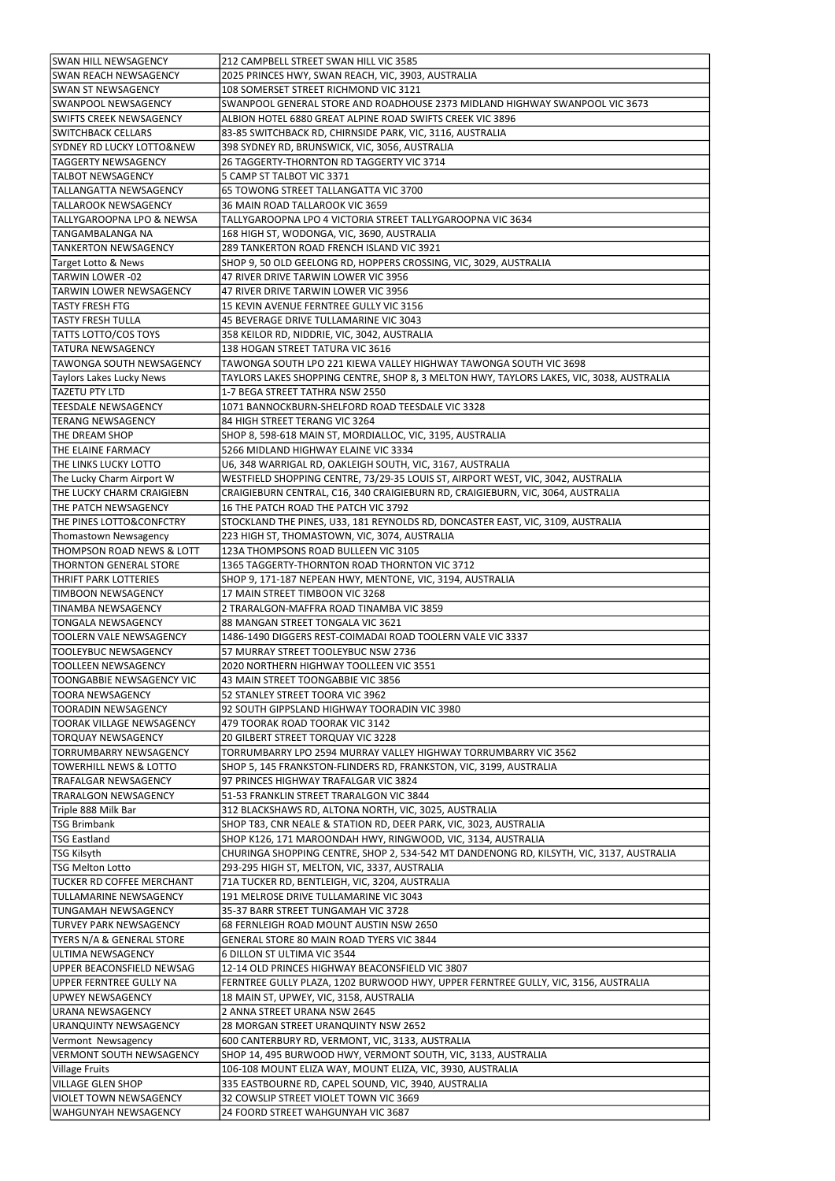| SWAN HILL NEWSAGENCY | 212 CAMPBELL STREET SWAN HILL VIC 3585 |
|---|---|
| SWAN REACH NEWSAGENCY | 2025 PRINCES HWY, SWAN REACH, VIC, 3903, AUSTRALIA |
| SWAN ST NEWSAGENCY | 108 SOMERSET STREET RICHMOND VIC 3121 |
| SWANPOOL NEWSAGENCY | SWANPOOL GENERAL STORE AND ROADHOUSE 2373 MIDLAND HIGHWAY SWANPOOL VIC 3673 |
| SWIFTS CREEK NEWSAGENCY | ALBION HOTEL 6880 GREAT ALPINE ROAD SWIFTS CREEK VIC 3896 |
| SWITCHBACK CELLARS | 83-85 SWITCHBACK RD, CHIRNSIDE PARK, VIC, 3116, AUSTRALIA |
| SYDNEY RD LUCKY LOTTO&NEW | 398 SYDNEY RD, BRUNSWICK, VIC, 3056, AUSTRALIA |
| TAGGERTY NEWSAGENCY | 26 TAGGERTY-THORNTON RD TAGGERTY VIC 3714 |
| TALBOT NEWSAGENCY | 5 CAMP ST TALBOT VIC 3371 |
| TALLANGATTA NEWSAGENCY | 65 TOWONG STREET TALLANGATTA VIC 3700 |
| TALLAROOK NEWSAGENCY | 36 MAIN ROAD TALLAROOK VIC 3659 |
| TALLYGAROOPNA LPO & NEWSA | TALLYGAROOPNA LPO 4 VICTORIA STREET TALLYGAROOPNA VIC 3634 |
| TANGAMBALANGA NA | 168 HIGH ST, WODONGA, VIC, 3690, AUSTRALIA |
| TANKERTON NEWSAGENCY | 289 TANKERTON ROAD FRENCH ISLAND VIC 3921 |
| Target Lotto & News | SHOP 9, 50 OLD GEELONG RD, HOPPERS CROSSING, VIC, 3029, AUSTRALIA |
| TARWIN LOWER -02 | 47 RIVER DRIVE TARWIN LOWER VIC 3956 |
| TARWIN LOWER NEWSAGENCY | 47 RIVER DRIVE TARWIN LOWER VIC 3956 |
| TASTY FRESH FTG | 15 KEVIN AVENUE FERNTREE GULLY VIC 3156 |
| TASTY FRESH TULLA | 45 BEVERAGE DRIVE TULLAMARINE VIC 3043 |
| TATTS LOTTO/COS TOYS | 358 KEILOR RD, NIDDRIE, VIC, 3042, AUSTRALIA |
| TATURA NEWSAGENCY | 138 HOGAN STREET TATURA VIC 3616 |
| TAWONGA SOUTH NEWSAGENCY | TAWONGA SOUTH LPO 221 KIEWA VALLEY HIGHWAY TAWONGA SOUTH VIC 3698 |
| Taylors Lakes Lucky News | TAYLORS LAKES SHOPPING CENTRE, SHOP 8, 3 MELTON HWY, TAYLORS LAKES, VIC, 3038, AUSTRALIA |
| TAZETU PTY LTD | 1-7 BEGA STREET TATHRA NSW 2550 |
| TEESDALE NEWSAGENCY | 1071 BANNOCKBURN-SHELFORD ROAD TEESDALE VIC 3328 |
| TERANG NEWSAGENCY | 84 HIGH STREET TERANG VIC 3264 |
| THE DREAM SHOP | SHOP 8, 598-618 MAIN ST, MORDIALLOC, VIC, 3195, AUSTRALIA |
| THE ELAINE FARMACY | 5266 MIDLAND HIGHWAY ELAINE VIC 3334 |
| THE LINKS LUCKY LOTTO | U6, 348 WARRIGAL RD, OAKLEIGH SOUTH, VIC, 3167, AUSTRALIA |
| The Lucky Charm Airport W | WESTFIELD SHOPPING CENTRE, 73/29-35 LOUIS ST, AIRPORT WEST, VIC, 3042, AUSTRALIA |
| THE LUCKY CHARM CRAIGIEBN | CRAIGIEBURN CENTRAL, C16, 340 CRAIGIEBURN RD, CRAIGIEBURN, VIC, 3064, AUSTRALIA |
| THE PATCH NEWSAGENCY | 16 THE PATCH ROAD THE PATCH VIC 3792 |
| THE PINES LOTTO&CONFCTRY | STOCKLAND THE PINES, U33, 181 REYNOLDS RD, DONCASTER EAST, VIC, 3109, AUSTRALIA |
| Thomastown Newsagency | 223 HIGH ST, THOMASTOWN, VIC, 3074, AUSTRALIA |
| THOMPSON ROAD NEWS & LOTT | 123A THOMPSONS ROAD BULLEEN VIC 3105 |
| THORNTON GENERAL STORE | 1365 TAGGERTY-THORNTON ROAD THORNTON VIC 3712 |
| THRIFT PARK LOTTERIES | SHOP 9, 171-187 NEPEAN HWY, MENTONE, VIC, 3194, AUSTRALIA |
| TIMBOON NEWSAGENCY | 17 MAIN STREET TIMBOON VIC 3268 |
| TINAMBA NEWSAGENCY | 2 TRARALGON-MAFFRA ROAD TINAMBA VIC 3859 |
| TONGALA NEWSAGENCY | 88 MANGAN STREET TONGALA VIC 3621 |
| TOOLERN VALE NEWSAGENCY | 1486-1490 DIGGERS REST-COIMADAI ROAD TOOLERN VALE VIC 3337 |
| TOOLEYBUC NEWSAGENCY | 57 MURRAY STREET TOOLEYBUC NSW 2736 |
| TOOLLEEN NEWSAGENCY | 2020 NORTHERN HIGHWAY TOOLLEEN VIC 3551 |
| TOONGABBIE NEWSAGENCY VIC | 43 MAIN STREET TOONGABBIE VIC 3856 |
| TOORA NEWSAGENCY | 52 STANLEY STREET TOORA VIC 3962 |
| TOORADIN NEWSAGENCY | 92 SOUTH GIPPSLAND HIGHWAY TOORADIN VIC 3980 |
| TOORAK VILLAGE NEWSAGENCY | 479 TOORAK ROAD TOORAK VIC 3142 |
| TORQUAY NEWSAGENCY | 20 GILBERT STREET TORQUAY VIC 3228 |
| TORRUMBARRY NEWSAGENCY | TORRUMBARRY LPO 2594 MURRAY VALLEY HIGHWAY TORRUMBARRY VIC 3562 |
| TOWERHILL NEWS & LOTTO | SHOP 5, 145 FRANKSTON-FLINDERS RD, FRANKSTON, VIC, 3199, AUSTRALIA |
| TRAFALGAR NEWSAGENCY | 97 PRINCES HIGHWAY TRAFALGAR VIC 3824 |
| TRARALGON NEWSAGENCY | 51-53 FRANKLIN STREET TRARALGON VIC 3844 |
| Triple 888 Milk Bar | 312 BLACKSHAWS RD, ALTONA NORTH, VIC, 3025, AUSTRALIA |
| TSG Brimbank | SHOP T83, CNR NEALE & STATION RD, DEER PARK, VIC, 3023, AUSTRALIA |
| TSG Eastland | SHOP K126, 171 MAROONDAH HWY, RINGWOOD, VIC, 3134, AUSTRALIA |
| TSG Kilsyth | CHURINGA SHOPPING CENTRE, SHOP 2, 534-542 MT DANDENONG RD, KILSYTH, VIC, 3137, AUSTRALIA |
| TSG Melton Lotto | 293-295 HIGH ST, MELTON, VIC, 3337, AUSTRALIA |
| TUCKER RD COFFEE MERCHANT | 71A TUCKER RD, BENTLEIGH, VIC, 3204, AUSTRALIA |
| TULLAMARINE NEWSAGENCY | 191 MELROSE DRIVE TULLAMARINE VIC 3043 |
| TUNGAMAH NEWSAGENCY | 35-37 BARR STREET TUNGAMAH VIC 3728 |
| TURVEY PARK NEWSAGENCY | 68 FERNLEIGH ROAD MOUNT AUSTIN NSW 2650 |
| TYERS N/A & GENERAL STORE | GENERAL STORE 80 MAIN ROAD TYERS VIC 3844 |
| ULTIMA NEWSAGENCY | 6 DILLON ST ULTIMA VIC 3544 |
| UPPER BEACONSFIELD NEWSAG | 12-14 OLD PRINCES HIGHWAY BEACONSFIELD VIC 3807 |
| UPPER FERNTREE GULLY NA | FERNTREE GULLY PLAZA, 1202 BURWOOD HWY, UPPER FERNTREE GULLY, VIC, 3156, AUSTRALIA |
| UPWEY NEWSAGENCY | 18 MAIN ST, UPWEY, VIC, 3158, AUSTRALIA |
| URANA NEWSAGENCY | 2 ANNA STREET URANA NSW 2645 |
| URANQUINTY NEWSAGENCY | 28 MORGAN STREET URANQUINTY NSW 2652 |
| Vermont Newsagency | 600 CANTERBURY RD, VERMONT, VIC, 3133, AUSTRALIA |
| VERMONT SOUTH NEWSAGENCY | SHOP 14, 495 BURWOOD HWY, VERMONT SOUTH, VIC, 3133, AUSTRALIA |
| Village Fruits | 106-108 MOUNT ELIZA WAY, MOUNT ELIZA, VIC, 3930, AUSTRALIA |
| VILLAGE GLEN SHOP | 335 EASTBOURNE RD, CAPEL SOUND, VIC, 3940, AUSTRALIA |
| VIOLET TOWN NEWSAGENCY | 32 COWSLIP STREET VIOLET TOWN VIC 3669 |
| WAHGUNYAH NEWSAGENCY | 24 FOORD STREET WAHGUNYAH VIC 3687 |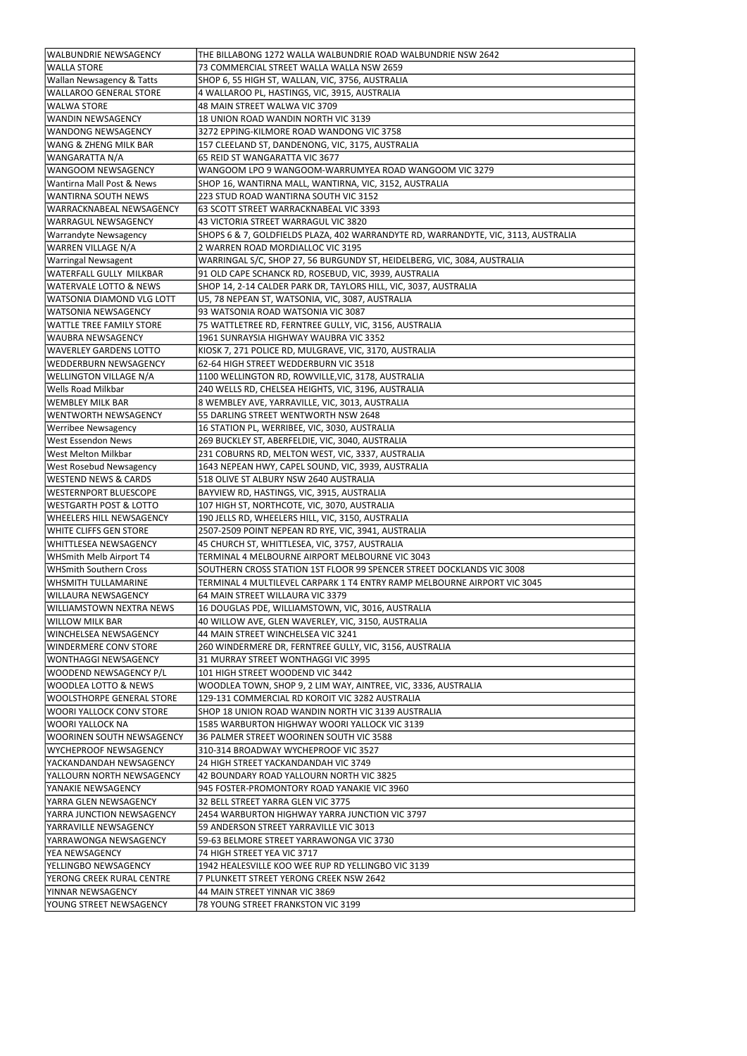| | |
|---|---|
| WALBUNDRIE NEWSAGENCY | THE BILLABONG 1272 WALLA WALBUNDRIE ROAD WALBUNDRIE NSW 2642 |
| WALLA STORE | 73 COMMERCIAL STREET WALLA WALLA NSW 2659 |
| Wallan Newsagency & Tatts | SHOP 6, 55 HIGH ST, WALLAN, VIC, 3756, AUSTRALIA |
| WALLAROO GENERAL STORE | 4 WALLAROO PL, HASTINGS, VIC, 3915, AUSTRALIA |
| WALWA STORE | 48 MAIN STREET WALWA VIC 3709 |
| WANDIN NEWSAGENCY | 18 UNION ROAD WANDIN NORTH VIC 3139 |
| WANDONG NEWSAGENCY | 3272 EPPING-KILMORE ROAD WANDONG VIC 3758 |
| WANG & ZHENG MILK BAR | 157 CLEELAND ST, DANDENONG, VIC, 3175, AUSTRALIA |
| WANGARATTA N/A | 65 REID ST WANGARATTA VIC 3677 |
| WANGOOM NEWSAGENCY | WANGOOM LPO 9 WANGOOM-WARRUMYEA ROAD WANGOOM VIC 3279 |
| Wantirna Mall Post & News | SHOP 16, WANTIRNA MALL, WANTIRNA, VIC, 3152, AUSTRALIA |
| WANTIRNA SOUTH NEWS | 223 STUD ROAD WANTIRNA SOUTH VIC 3152 |
| WARRACKNABEAL NEWSAGENCY | 63 SCOTT STREET WARRACKNABEAL VIC 3393 |
| WARRAGUL NEWSAGENCY | 43 VICTORIA STREET WARRAGUL VIC 3820 |
| Warrandyte Newsagency | SHOPS 6 & 7, GOLDFIELDS PLAZA, 402 WARRANDYTE RD, WARRANDYTE, VIC, 3113, AUSTRALIA |
| WARREN VILLAGE N/A | 2 WARREN ROAD MORDIALLOC VIC 3195 |
| Warringal Newsagent | WARRINGAL S/C, SHOP 27, 56 BURGUNDY ST, HEIDELBERG, VIC, 3084, AUSTRALIA |
| WATERFALL GULLY MILKBAR | 91 OLD CAPE SCHANCK RD, ROSEBUD, VIC, 3939, AUSTRALIA |
| WATERVALE LOTTO & NEWS | SHOP 14, 2-14 CALDER PARK DR, TAYLORS HILL, VIC, 3037, AUSTRALIA |
| WATSONIA DIAMOND VLG LOTT | U5, 78 NEPEAN ST, WATSONIA, VIC, 3087, AUSTRALIA |
| WATSONIA NEWSAGENCY | 93 WATSONIA ROAD WATSONIA VIC 3087 |
| WATTLE TREE FAMILY STORE | 75 WATTLETREE RD, FERNTREE GULLY, VIC, 3156, AUSTRALIA |
| WAUBRA NEWSAGENCY | 1961 SUNRAYSIA HIGHWAY WAUBRA VIC 3352 |
| WAVERLEY GARDENS LOTTO | KIOSK 7, 271 POLICE RD, MULGRAVE, VIC, 3170, AUSTRALIA |
| WEDDERBURN NEWSAGENCY | 62-64 HIGH STREET WEDDERBURN VIC 3518 |
| WELLINGTON VILLAGE N/A | 1100 WELLINGTON RD, ROWVILLE,VIC, 3178, AUSTRALIA |
| Wells Road Milkbar | 240 WELLS RD, CHELSEA HEIGHTS, VIC, 3196, AUSTRALIA |
| WEMBLEY MILK BAR | 8 WEMBLEY AVE, YARRAVILLE, VIC, 3013, AUSTRALIA |
| WENTWORTH NEWSAGENCY | 55 DARLING STREET WENTWORTH NSW 2648 |
| Werribee Newsagency | 16 STATION PL, WERRIBEE, VIC, 3030, AUSTRALIA |
| West Essendon News | 269 BUCKLEY ST, ABERFELDIE, VIC, 3040, AUSTRALIA |
| West Melton Milkbar | 231 COBURNS RD, MELTON WEST, VIC, 3337, AUSTRALIA |
| West Rosebud Newsagency | 1643 NEPEAN HWY, CAPEL SOUND, VIC, 3939, AUSTRALIA |
| WESTEND NEWS & CARDS | 518 OLIVE ST ALBURY NSW 2640 AUSTRALIA |
| WESTERNPORT BLUESCOPE | BAYVIEW RD, HASTINGS, VIC, 3915, AUSTRALIA |
| WESTGARTH POST & LOTTO | 107 HIGH ST, NORTHCOTE, VIC, 3070, AUSTRALIA |
| WHEELERS HILL NEWSAGENCY | 190 JELLS RD, WHEELERS HILL, VIC, 3150, AUSTRALIA |
| WHITE CLIFFS GEN STORE | 2507-2509 POINT NEPEAN RD RYE, VIC, 3941, AUSTRALIA |
| WHITTLESEA NEWSAGENCY | 45 CHURCH ST, WHITTLESEA, VIC, 3757, AUSTRALIA |
| WHSmith Melb Airport T4 | TERMINAL 4 MELBOURNE AIRPORT MELBOURNE VIC 3043 |
| WHSmith Southern Cross | SOUTHERN CROSS STATION 1ST FLOOR 99 SPENCER STREET DOCKLANDS VIC 3008 |
| WHSMITH TULLAMARINE | TERMINAL 4 MULTILEVEL CARPARK 1 T4 ENTRY RAMP MELBOURNE AIRPORT VIC 3045 |
| WILLAURA NEWSAGENCY | 64 MAIN STREET WILLAURA VIC 3379 |
| WILLIAMSTOWN NEXTRA NEWS | 16 DOUGLAS PDE, WILLIAMSTOWN, VIC, 3016, AUSTRALIA |
| WILLOW MILK BAR | 40 WILLOW AVE, GLEN WAVERLEY, VIC, 3150, AUSTRALIA |
| WINCHELSEA NEWSAGENCY | 44 MAIN STREET WINCHELSEA VIC 3241 |
| WINDERMERE CONV STORE | 260 WINDERMERE DR, FERNTREE GULLY, VIC, 3156, AUSTRALIA |
| WONTHAGGI NEWSAGENCY | 31 MURRAY STREET WONTHAGGI VIC 3995 |
| WOODEND NEWSAGENCY P/L | 101 HIGH STREET WOODEND VIC 3442 |
| WOODLEA LOTTO & NEWS | WOODLEA TOWN, SHOP 9, 2 LIM WAY, AINTREE, VIC, 3336, AUSTRALIA |
| WOOLSTHORPE GENERAL STORE | 129-131 COMMERCIAL RD KOROIT VIC 3282 AUSTRALIA |
| WOORI YALLOCK CONV STORE | SHOP 18 UNION ROAD WANDIN NORTH VIC 3139 AUSTRALIA |
| WOORI YALLOCK NA | 1585 WARBURTON HIGHWAY WOORI YALLOCK VIC 3139 |
| WOORINEN SOUTH NEWSAGENCY | 36 PALMER STREET WOORINEN SOUTH VIC 3588 |
| WYCHEPROOF NEWSAGENCY | 310-314 BROADWAY WYCHEPROOF VIC 3527 |
| YACKANDANDAH NEWSAGENCY | 24 HIGH STREET YACKANDANDAH VIC 3749 |
| YALLOURN NORTH NEWSAGENCY | 42 BOUNDARY ROAD YALLOURN NORTH VIC 3825 |
| YANAKIE NEWSAGENCY | 945 FOSTER-PROMONTORY ROAD YANAKIE VIC 3960 |
| YARRA GLEN NEWSAGENCY | 32 BELL STREET YARRA GLEN VIC 3775 |
| YARRA JUNCTION NEWSAGENCY | 2454 WARBURTON HIGHWAY YARRA JUNCTION VIC 3797 |
| YARRAVILLE NEWSAGENCY | 59 ANDERSON STREET YARRAVILLE VIC 3013 |
| YARRAWONGA NEWSAGENCY | 59-63 BELMORE STREET YARRAWONGA VIC 3730 |
| YEA NEWSAGENCY | 74 HIGH STREET YEA VIC 3717 |
| YELLINGBO NEWSAGENCY | 1942 HEALESVILLE KOO WEE RUP RD YELLINGBO VIC 3139 |
| YERONG CREEK RURAL CENTRE | 7 PLUNKETT STREET YERONG CREEK NSW 2642 |
| YINNAR NEWSAGENCY | 44 MAIN STREET YINNAR VIC 3869 |
| YOUNG STREET NEWSAGENCY | 78 YOUNG STREET FRANKSTON VIC 3199 |